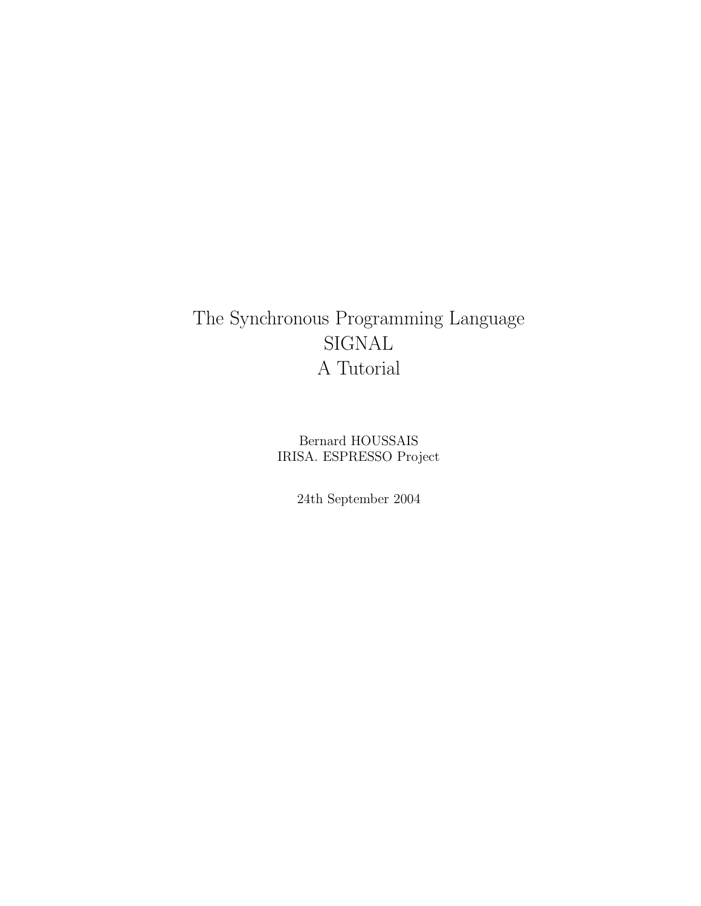# The Synchronous Programming Language SIGNAL A Tutorial

Bernard HOUSSAIS
IRISA. ESPRESSO Project

24th September 2004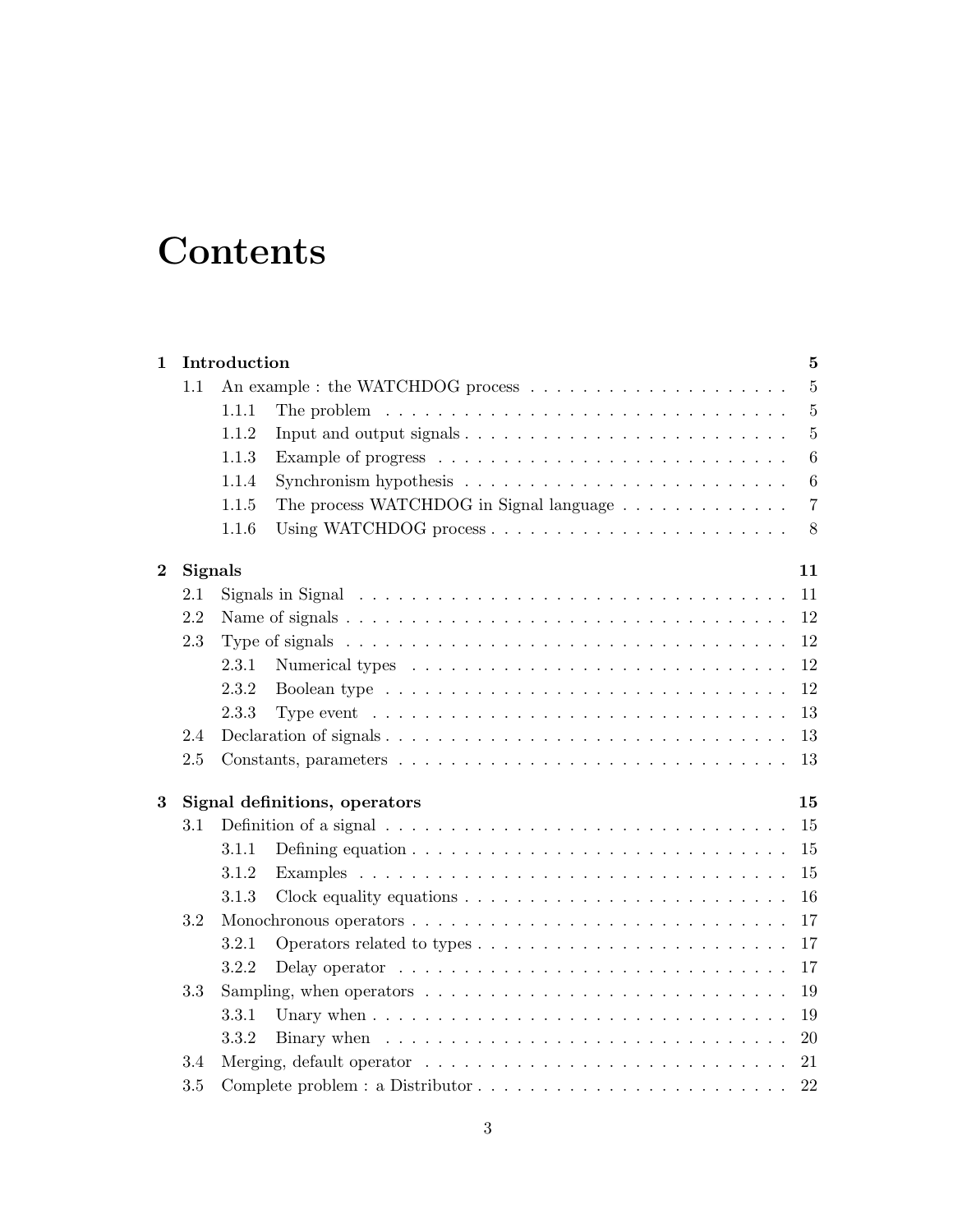# Contents

**1 Introduction** **5**

- 1.1 An example : the WATCHDOG process . . . . . . . . . . 5
  - 1.1.1 The problem . . . . . . . . . . 5
  - 1.1.2 Input and output signals . . . . . . . . . . 5
  - 1.1.3 Example of progress . . . . . . . . . . 6
  - 1.1.4 Synchronism hypothesis . . . . . . . . . . 6
  - 1.1.5 The process WATCHDOG in Signal language . . . . . . . . . . 7
  - 1.1.6 Using WATCHDOG process . . . . . . . . . . 8

**2 Signals** **11**

- 2.1 Signals in Signal . . . . . . . . . . 11
- 2.2 Name of signals . . . . . . . . . . 12
- 2.3 Type of signals . . . . . . . . . . 12
  - 2.3.1 Numerical types . . . . . . . . . . 12
  - 2.3.2 Boolean type . . . . . . . . . . 12
  - 2.3.3 Type event . . . . . . . . . . 13
- 2.4 Declaration of signals . . . . . . . . . . 13
- 2.5 Constants, parameters . . . . . . . . . . 13

**3 Signal definitions, operators** **15**

- 3.1 Definition of a signal . . . . . . . . . . 15
  - 3.1.1 Defining equation . . . . . . . . . . 15
  - 3.1.2 Examples . . . . . . . . . . 15
  - 3.1.3 Clock equality equations . . . . . . . . . . 16
- 3.2 Monochronous operators . . . . . . . . . . 17
  - 3.2.1 Operators related to types . . . . . . . . . . 17
  - 3.2.2 Delay operator . . . . . . . . . . 17
- 3.3 Sampling, when operators . . . . . . . . . . 19
  - 3.3.1 Unary when . . . . . . . . . . 19
  - 3.3.2 Binary when . . . . . . . . . . 20
- 3.4 Merging, default operator . . . . . . . . . . 21
- 3.5 Complete problem : a Distributor . . . . . . . . . . 22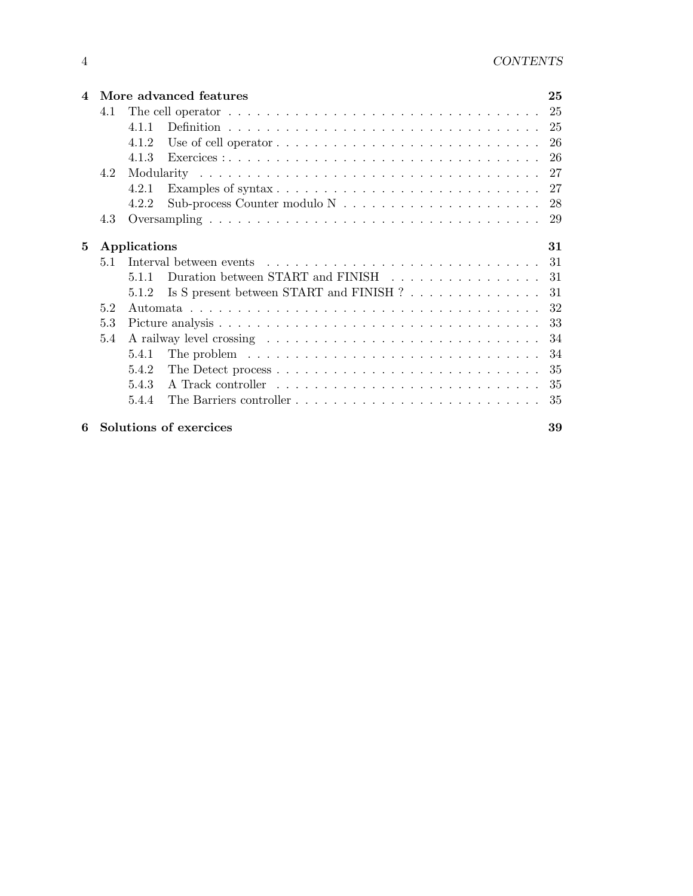**4 More advanced features** 25

- 4.1 The cell operator . . . . . . . . . . . . . . . . . . . . . . . . . . . . . . . . . . . 25
  - 4.1.1 Definition . . . . . . . . . . . . . . . . . . . . . . . . . . . . . . . . . . . 25
  - 4.1.2 Use of cell operator . . . . . . . . . . . . . . . . . . . . . . . . . . . . 26
  - 4.1.3 Exercices : . . . . . . . . . . . . . . . . . . . . . . . . . . . . . . . . . . 26
- 4.2 Modularity . . . . . . . . . . . . . . . . . . . . . . . . . . . . . . . . . . . . . 27
  - 4.2.1 Examples of syntax . . . . . . . . . . . . . . . . . . . . . . . . . . . . 27
  - 4.2.2 Sub-process Counter modulo N . . . . . . . . . . . . . . . . . . . . . 28
- 4.3 Oversampling . . . . . . . . . . . . . . . . . . . . . . . . . . . . . . . . . . . 29

**5 Applications** 31

- 5.1 Interval between events . . . . . . . . . . . . . . . . . . . . . . . . . . . . . 31
  - 5.1.1 Duration between START and FINISH . . . . . . . . . . . . . . . . 31
  - 5.1.2 Is S present between START and FINISH ? . . . . . . . . . . . . . . 31
- 5.2 Automata . . . . . . . . . . . . . . . . . . . . . . . . . . . . . . . . . . . . . 32
- 5.3 Picture analysis . . . . . . . . . . . . . . . . . . . . . . . . . . . . . . . . . . 33
- 5.4 A railway level crossing . . . . . . . . . . . . . . . . . . . . . . . . . . . . . 34
  - 5.4.1 The problem . . . . . . . . . . . . . . . . . . . . . . . . . . . . . . . . 34
  - 5.4.2 The Detect process . . . . . . . . . . . . . . . . . . . . . . . . . . . . 35
  - 5.4.3 A Track controller . . . . . . . . . . . . . . . . . . . . . . . . . . . . . 35
  - 5.4.4 The Barriers controller . . . . . . . . . . . . . . . . . . . . . . . . . . 35

**6 Solutions of exercices** 39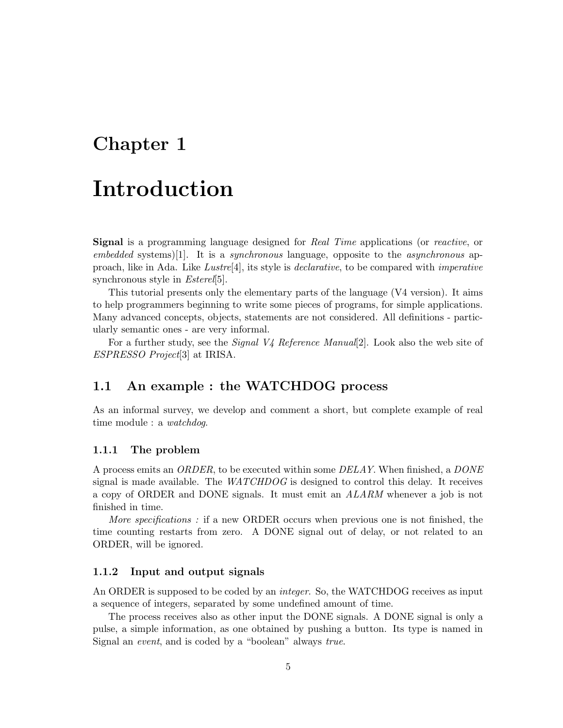# Chapter 1

# Introduction

**Signal** is a programming language designed for *Real Time* applications (or *reactive*, or *embedded* systems)[1]. It is a *synchronous* language, opposite to the *asynchronous* approach, like in Ada. Like *Lustre*[4], its style is *declarative*, to be compared with *imperative* synchronous style in *Esterel*[5].

This tutorial presents only the elementary parts of the language (V4 version). It aims to help programmers beginning to write some pieces of programs, for simple applications. Many advanced concepts, objects, statements are not considered. All definitions - particularly semantic ones - are very informal.

For a further study, see the *Signal V4 Reference Manual*[2]. Look also the web site of *ESPRESSO Project*[3] at IRISA.

## 1.1 An example : the WATCHDOG process

As an informal survey, we develop and comment a short, but complete example of real time module : a *watchdog*.

### 1.1.1 The problem

A process emits an *ORDER*, to be executed within some *DELAY*. When finished, a *DONE* signal is made available. The *WATCHDOG* is designed to control this delay. It receives a copy of ORDER and DONE signals. It must emit an *ALARM* whenever a job is not finished in time.

*More specifications :* if a new ORDER occurs when previous one is not finished, the time counting restarts from zero. A DONE signal out of delay, or not related to an ORDER, will be ignored.

### 1.1.2 Input and output signals

An ORDER is supposed to be coded by an *integer*. So, the WATCHDOG receives as input a sequence of integers, separated by some undefined amount of time.

The process receives also as other input the DONE signals. A DONE signal is only a pulse, a simple information, as one obtained by pushing a button. Its type is named in Signal an *event*, and is coded by a "boolean" always *true*.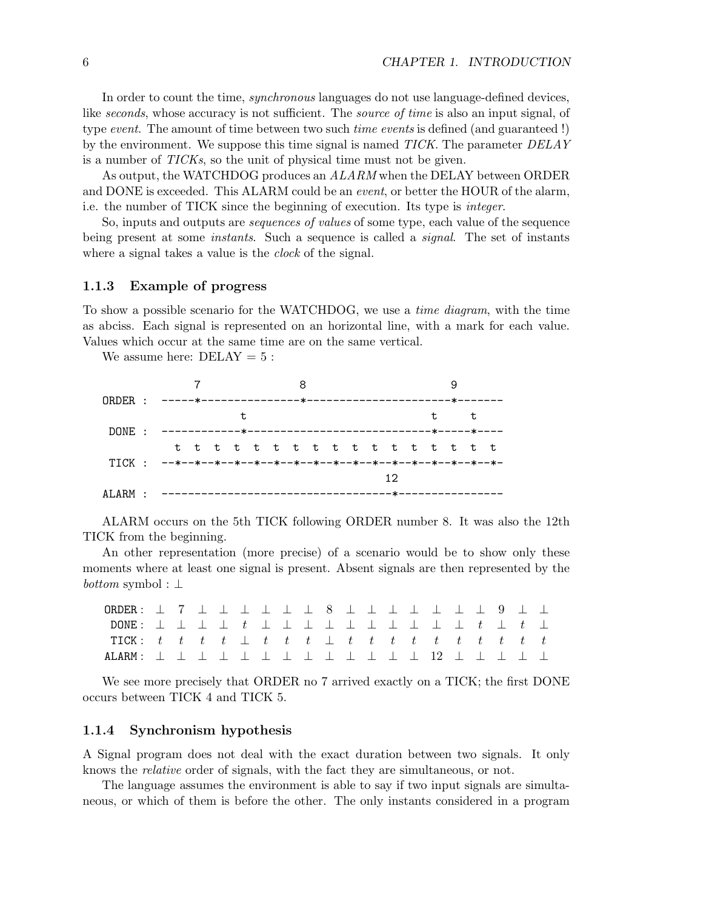In order to count the time, *synchronous* languages do not use language-defined devices, like *seconds*, whose accuracy is not sufficient. The *source of time* is also an input signal, of type *event*. The amount of time between two such *time events* is defined (and guaranteed !) by the environment. We suppose this time signal is named *TICK*. The parameter *DELAY* is a number of *TICKs*, so the unit of physical time must not be given.

As output, the WATCHDOG produces an *ALARM* when the DELAY between ORDER and DONE is exceeded. This ALARM could be an *event*, or better the HOUR of the alarm, i.e. the number of TICK since the beginning of execution. Its type is *integer*.

So, inputs and outputs are *sequences of values* of some type, each value of the sequence being present at some *instants*. Such a sequence is called a *signal*. The set of instants where a signal takes a value is the *clock* of the signal.

### 1.1.3 Example of progress

To show a possible scenario for the WATCHDOG, we use a *time diagram*, with the time as abciss. Each signal is represented on an horizontal line, with a mark for each value. Values which occur at the same time are on the same vertical.

We assume here: DELAY = 5 :

```
              7                    8                             9
ORDER :  -----*----------------*----------------------*-------
                   t                                     t     t
 DONE :  ------------*-----------------------------*-----*----
           t  t  t  t  t  t  t  t  t  t  t  t  t  t  t  t  t  t
 TICK :  --*--*--*--*--*--*--*--*--*--*--*--*--*--*--*--*--*--*-
                                               12
ALARM :  -----------------------------------*----------------
```

ALARM occurs on the 5th TICK following ORDER number 8. It was also the 12th TICK from the beginning.

An other representation (more precise) of a scenario would be to show only these moments where at least one signal is present. Absent signals are then represented by the *bottom* symbol : ⊥

| | | | | | | | | | | | | | | | | | | | | |
|---|---|---|---|---|---|---|---|---|---|---|---|---|---|---|---|---|---|---|---|---|
| ORDER : | ⊥ | 7 | ⊥ | ⊥ | ⊥ | ⊥ | ⊥ | ⊥ | 8 | ⊥ | ⊥ | ⊥ | ⊥ | ⊥ | ⊥ | ⊥ | 9 | ⊥ | ⊥ |
| DONE : | ⊥ | ⊥ | ⊥ | ⊥ | *t* | ⊥ | ⊥ | ⊥ | ⊥ | ⊥ | ⊥ | ⊥ | ⊥ | ⊥ | ⊥ | *t* | ⊥ | *t* | ⊥ |
| TICK : | *t* | *t* | *t* | *t* | ⊥ | *t* | *t* | *t* | ⊥ | *t* | *t* | *t* | *t* | *t* | *t* | *t* | *t* | *t* | *t* |
| ALARM : | ⊥ | ⊥ | ⊥ | ⊥ | ⊥ | ⊥ | ⊥ | ⊥ | ⊥ | ⊥ | ⊥ | ⊥ | ⊥ | 12 | ⊥ | ⊥ | ⊥ | ⊥ | ⊥ |

We see more precisely that ORDER no 7 arrived exactly on a TICK; the first DONE occurs between TICK 4 and TICK 5.

### 1.1.4 Synchronism hypothesis

A Signal program does not deal with the exact duration between two signals. It only knows the *relative* order of signals, with the fact they are simultaneous, or not.

The language assumes the environment is able to say if two input signals are simultaneous, or which of them is before the other. The only instants considered in a program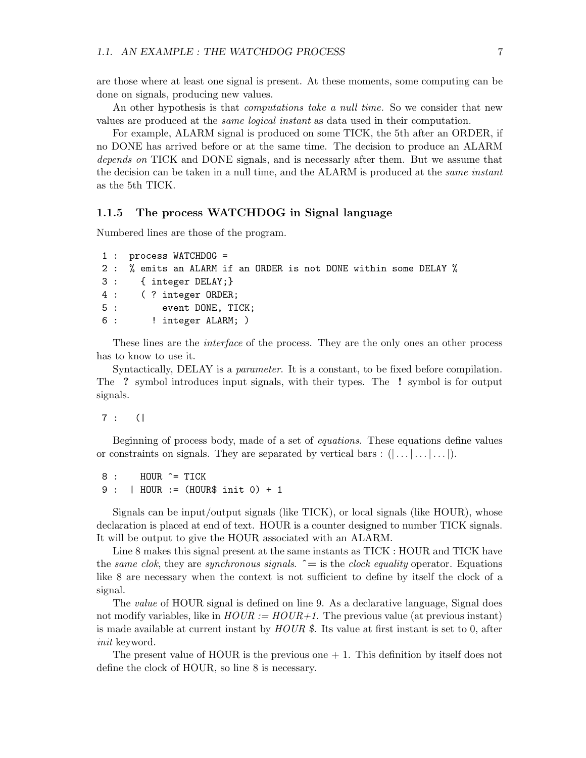are those where at least one signal is present. At these moments, some computing can be done on signals, producing new values.

An other hypothesis is that *computations take a null time.* So we consider that new values are produced at the *same logical instant* as data used in their computation.

For example, ALARM signal is produced on some TICK, the 5th after an ORDER, if no DONE has arrived before or at the same time. The decision to produce an ALARM *depends on* TICK and DONE signals, and is necessarily after them. But we assume that the decision can be taken in a null time, and the ALARM is produced at the *same instant* as the 5th TICK.

### 1.1.5 The process WATCHDOG in Signal language

Numbered lines are those of the program.

```
 1 :  process WATCHDOG =
 2 :  % emits an ALARM if an ORDER is not DONE within some DELAY %
 3 :    { integer DELAY;}
 4 :    ( ? integer ORDER;
 5 :        event DONE, TICK;
 6 :      ! integer ALARM; )
```

These lines are the *interface* of the process. They are the only ones an other process has to know to use it.

Syntactically, DELAY is a *parameter*. It is a constant, to be fixed before compilation. The **?** symbol introduces input signals, with their types. The **!** symbol is for output signals.

```
 7 :   (|
```

Beginning of process body, made of a set of *equations*. These equations define values or constraints on signals. They are separated by vertical bars : (| . . . | . . . | . . . |).

```
 8 :    HOUR ^= TICK
 9 :  | HOUR := (HOUR$ init 0) + 1
```

Signals can be input/output signals (like TICK), or local signals (like HOUR), whose declaration is placed at end of text. HOUR is a counter designed to number TICK signals. It will be output to give the HOUR associated with an ALARM.

Line 8 makes this signal present at the same instants as TICK : HOUR and TICK have the *same clok*, they are *synchronous signals*. ^= is the *clock equality* operator. Equations like 8 are necessary when the context is not sufficient to define by itself the clock of a signal.

The *value* of HOUR signal is defined on line 9. As a declarative language, Signal does not modify variables, like in *HOUR := HOUR+1.* The previous value (at previous instant) is made available at current instant by *HOUR $.* Its value at first instant is set to 0, after *init* keyword.

The present value of HOUR is the previous one + 1. This definition by itself does not define the clock of HOUR, so line 8 is necessary.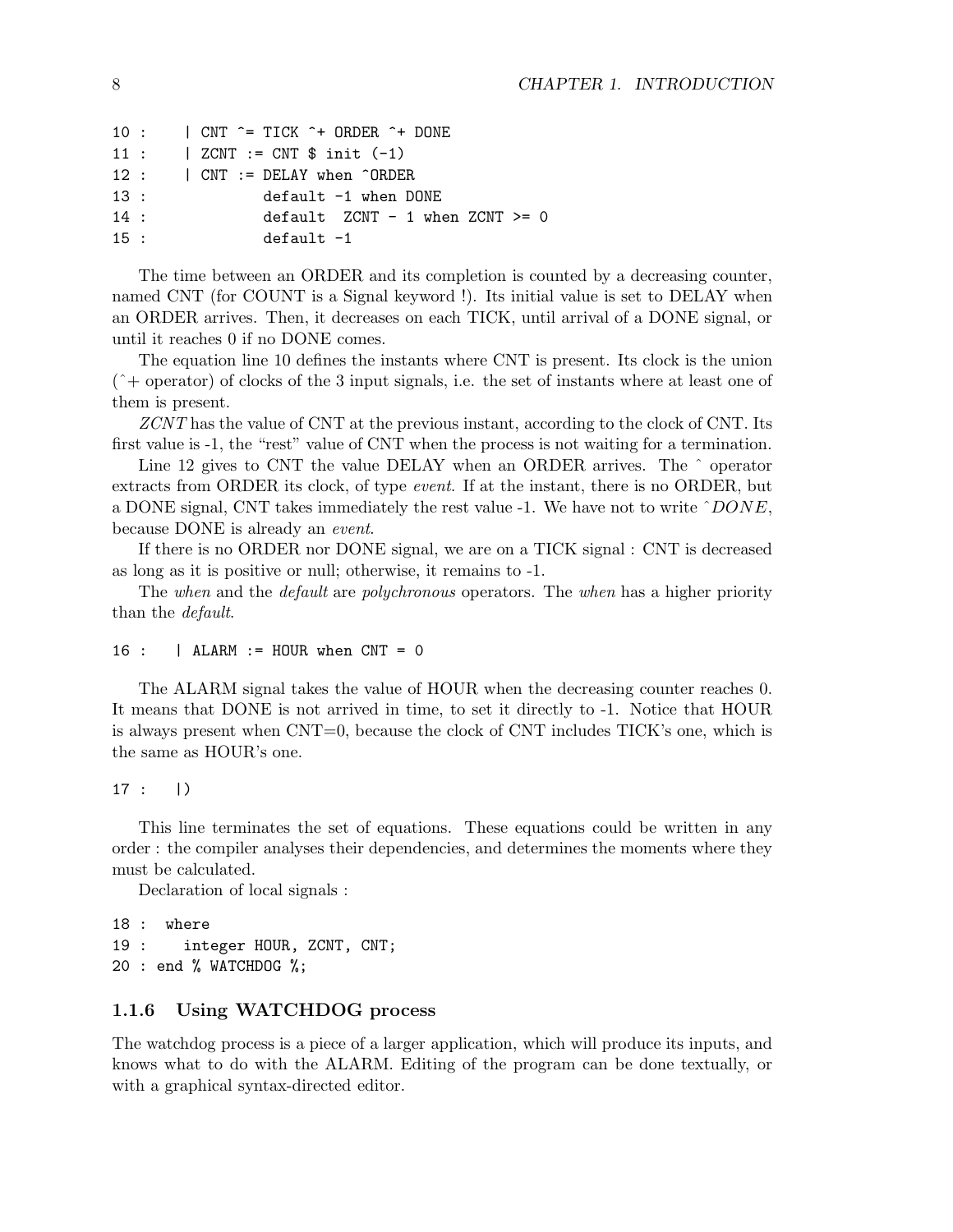```
10 :    | CNT ^= TICK ^+ ORDER ^+ DONE
11 :    | ZCNT := CNT $ init (-1)
12 :    | CNT := DELAY when ^ORDER
13 :             default -1 when DONE
14 :             default  ZCNT - 1 when ZCNT >= 0
15 :             default -1
```

The time between an ORDER and its completion is counted by a decreasing counter, named CNT (for COUNT is a Signal keyword !). Its initial value is set to DELAY when an ORDER arrives. Then, it decreases on each TICK, until arrival of a DONE signal, or until it reaches 0 if no DONE comes.

The equation line 10 defines the instants where CNT is present. Its clock is the union (ˆ+ operator) of clocks of the 3 input signals, i.e. the set of instants where at least one of them is present.

*ZCNT* has the value of CNT at the previous instant, according to the clock of CNT. Its first value is -1, the "rest" value of CNT when the process is not waiting for a termination.

Line 12 gives to CNT the value DELAY when an ORDER arrives. The ˆ operator extracts from ORDER its clock, of type *event*. If at the instant, there is no ORDER, but a DONE signal, CNT takes immediately the rest value -1. We have not to write *ˆDONE*, because DONE is already an *event*.

If there is no ORDER nor DONE signal, we are on a TICK signal : CNT is decreased as long as it is positive or null; otherwise, it remains to -1.

The *when* and the *default* are *polychronous* operators. The *when* has a higher priority than the *default*.

```
16 :   | ALARM := HOUR when CNT = 0
```

The ALARM signal takes the value of HOUR when the decreasing counter reaches 0. It means that DONE is not arrived in time, to set it directly to -1. Notice that HOUR is always present when CNT=0, because the clock of CNT includes TICK's one, which is the same as HOUR's one.

```
17 :   |)
```

This line terminates the set of equations. These equations could be written in any order : the compiler analyses their dependencies, and determines the moments where they must be calculated.

Declaration of local signals :

```
18 :  where
19 :     integer HOUR, ZCNT, CNT;
20 : end % WATCHDOG %;
```

### 1.1.6 Using WATCHDOG process

The watchdog process is a piece of a larger application, which will produce its inputs, and knows what to do with the ALARM. Editing of the program can be done textually, or with a graphical syntax-directed editor.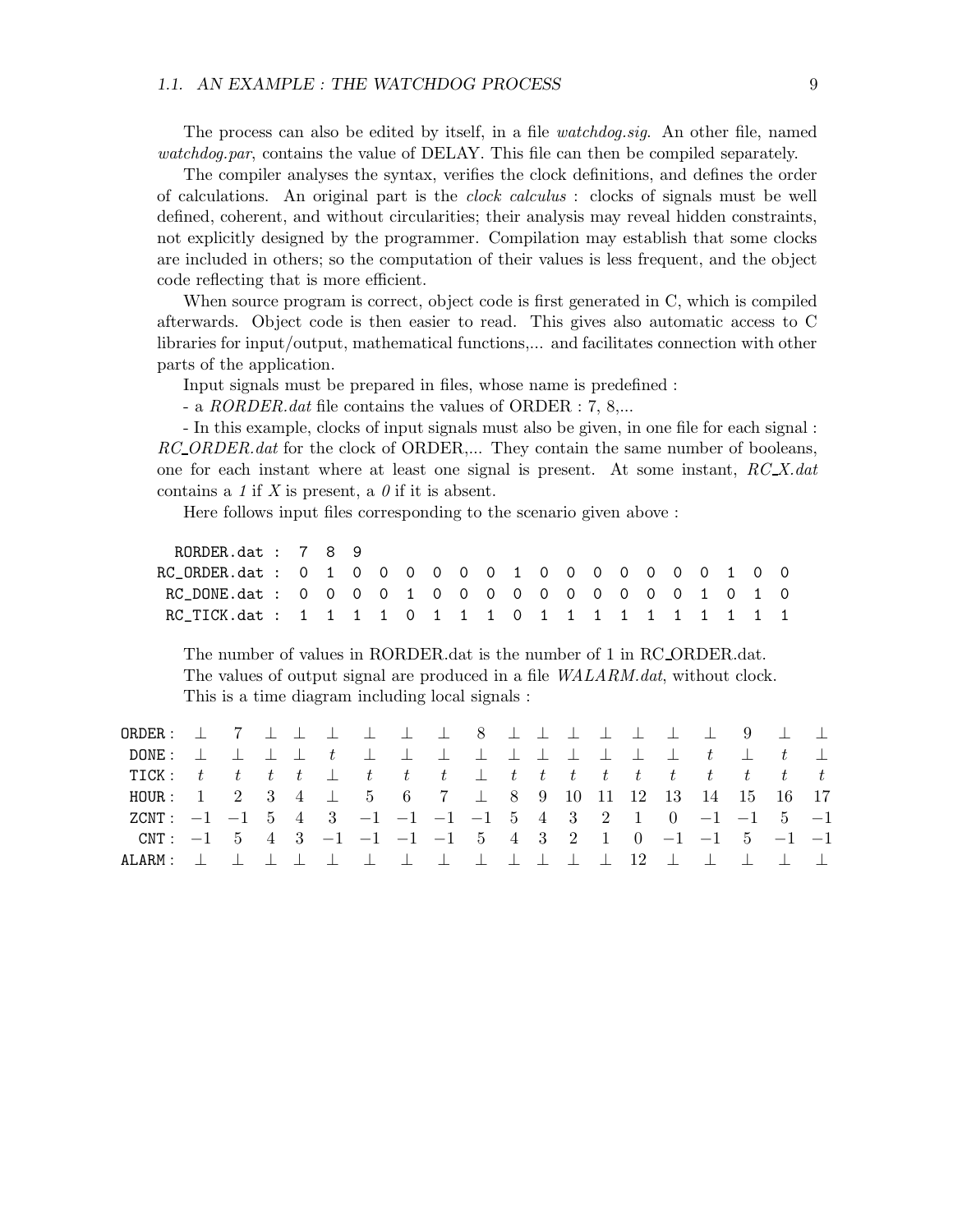The process can also be edited by itself, in a file *watchdog.sig*. An other file, named *watchdog.par*, contains the value of DELAY. This file can then be compiled separately.

The compiler analyses the syntax, verifies the clock definitions, and defines the order of calculations. An original part is the *clock calculus* : clocks of signals must be well defined, coherent, and without circularities; their analysis may reveal hidden constraints, not explicitly designed by the programmer. Compilation may establish that some clocks are included in others; so the computation of their values is less frequent, and the object code reflecting that is more efficient.

When source program is correct, object code is first generated in C, which is compiled afterwards. Object code is then easier to read. This gives also automatic access to C libraries for input/output, mathematical functions,... and facilitates connection with other parts of the application.

Input signals must be prepared in files, whose name is predefined :

- a *RORDER.dat* file contains the values of ORDER : 7, 8,...

- In this example, clocks of input signals must also be given, in one file for each signal : *RC_ORDER.dat* for the clock of ORDER,... They contain the same number of booleans, one for each instant where at least one signal is present. At some instant, *RC_X.dat* contains a *1* if *X* is present, a *0* if it is absent.

Here follows input files corresponding to the scenario given above :

```
  RORDER.dat :  7  8  9
RC_ORDER.dat :  0  1  0  0  0  0  0  0  1  0  0  0  0  0  0  0  1  0  0
 RC_DONE.dat :  0  0  0  0  1  0  0  0  0  0  0  0  0  0  0  1  0  1  0
 RC_TICK.dat :  1  1  1  1  0  1  1  1  0  1  1  1  1  1  1  1  1  1  1
```

The number of values in RORDER.dat is the number of 1 in RC_ORDER.dat.

The values of output signal are produced in a file *WALARM.dat*, without clock.

This is a time diagram including local signals :

| | | | | | | | | | | | | | | | | | | | |
|---|---|---|---|---|---|---|---|---|---|---|---|---|---|---|---|---|---|---|---|
| ORDER : | $\perp$ | 7 | $\perp$ | $\perp$ | $\perp$ | $\perp$ | $\perp$ | $\perp$ | 8 | $\perp$ | $\perp$ | $\perp$ | $\perp$ | $\perp$ | $\perp$ | $\perp$ | 9 | $\perp$ | $\perp$ |
| DONE : | $\perp$ | $\perp$ | $\perp$ | $\perp$ | $t$ | $\perp$ | $\perp$ | $\perp$ | $\perp$ | $\perp$ | $\perp$ | $\perp$ | $\perp$ | $\perp$ | $\perp$ | $t$ | $\perp$ | $t$ | $\perp$ |
| TICK : | $t$ | $t$ | $t$ | $t$ | $\perp$ | $t$ | $t$ | $t$ | $\perp$ | $t$ | $t$ | $t$ | $t$ | $t$ | $t$ | $t$ | $t$ | $t$ | $t$ |
| HOUR : | 1 | 2 | 3 | 4 | $\perp$ | 5 | 6 | 7 | $\perp$ | 8 | 9 | 10 | 11 | 12 | 13 | 14 | 15 | 16 | 17 |
| ZCNT : | $-1$ | $-1$ | 5 | 4 | 3 | $-1$ | $-1$ | $-1$ | $-1$ | 5 | 4 | 3 | 2 | 1 | 0 | $-1$ | $-1$ | 5 | $-1$ |
| CNT : | $-1$ | 5 | 4 | 3 | $-1$ | $-1$ | $-1$ | $-1$ | 5 | 4 | 3 | 2 | 1 | 0 | $-1$ | $-1$ | 5 | $-1$ | $-1$ |
| ALARM : | $\perp$ | $\perp$ | $\perp$ | $\perp$ | $\perp$ | $\perp$ | $\perp$ | $\perp$ | $\perp$ | $\perp$ | $\perp$ | $\perp$ | $\perp$ | 12 | $\perp$ | $\perp$ | $\perp$ | $\perp$ | $\perp$ |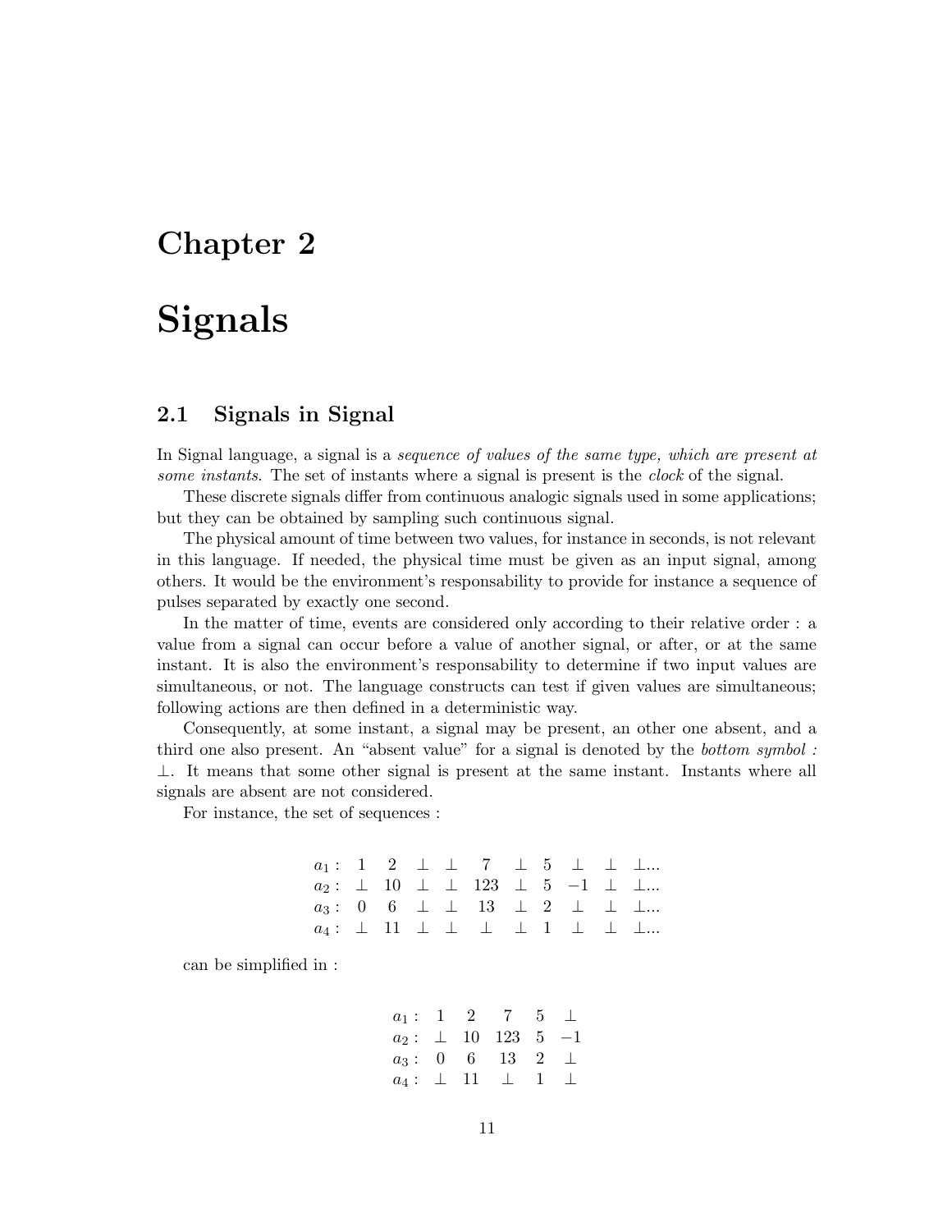# Chapter 2

# Signals

## 2.1 Signals in Signal

In Signal language, a signal is a *sequence of values of the same type, which are present at some instants*. The set of instants where a signal is present is the *clock* of the signal.

These discrete signals differ from continuous analogic signals used in some applications; but they can be obtained by sampling such continuous signal.

The physical amount of time between two values, for instance in seconds, is not relevant in this language. If needed, the physical time must be given as an input signal, among others. It would be the environment's responsability to provide for instance a sequence of pulses separated by exactly one second.

In the matter of time, events are considered only according to their relative order : a value from a signal can occur before a value of another signal, or after, or at the same instant. It is also the environment's responsability to determine if two input values are simultaneous, or not. The language constructs can test if given values are simultaneous; following actions are then defined in a deterministic way.

Consequently, at some instant, a signal may be present, an other one absent, and a third one also present. An "absent value" for a signal is denoted by the *bottom symbol :* $\perp$. It means that some other signal is present at the same instant. Instants where all signals are absent are not considered.

For instance, the set of sequences :

$$
\begin{array}{lcccccccccc}
a_1: & 1 & 2 & \perp & \perp & 7 & \perp & 5 & \perp & \perp & \perp... \\
a_2: & \perp & 10 & \perp & \perp & 123 & \perp & 5 & -1 & \perp & \perp... \\
a_3: & 0 & 6 & \perp & \perp & 13 & \perp & 2 & \perp & \perp & \perp... \\
a_4: & \perp & 11 & \perp & \perp & \perp & \perp & 1 & \perp & \perp & \perp...
\end{array}
$$

can be simplified in :

$$
\begin{array}{lccccc}
a_1: & 1 & 2 & 7 & 5 & \perp \\
a_2: & \perp & 10 & 123 & 5 & -1 \\
a_3: & 0 & 6 & 13 & 2 & \perp \\
a_4: & \perp & 11 & \perp & 1 & \perp
\end{array}
$$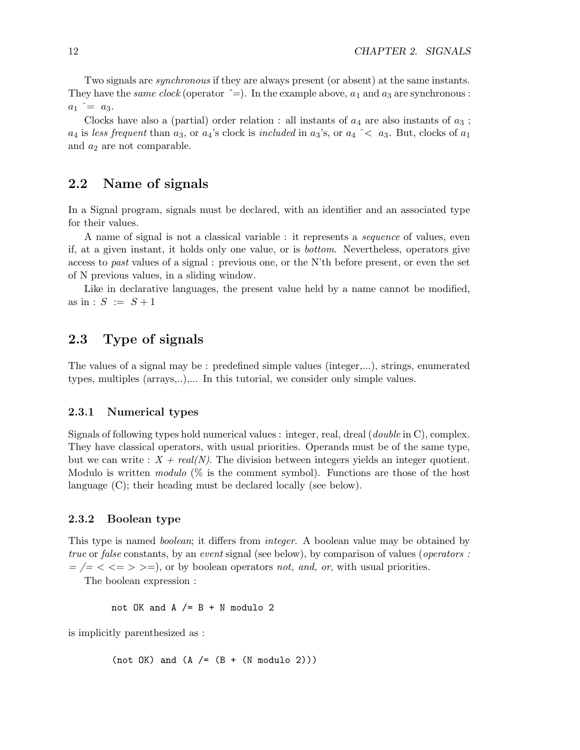Two signals are *synchronous* if they are always present (or absent) at the same instants. They have the *same clock* (operator ^=). In the example above, $a_1$ and $a_3$ are synchronous : $a_1$ ^= $a_3$.

Clocks have also a (partial) order relation : all instants of $a_4$ are also instants of $a_3$ ; $a_4$ is *less frequent* than $a_3$, or $a_4$'s clock is *included* in $a_3$'s, or $a_4$ ^< $a_3$. But, clocks of $a_1$ and $a_2$ are not comparable.

## 2.2 Name of signals

In a Signal program, signals must be declared, with an identifier and an associated type for their values.

A name of signal is not a classical variable : it represents a *sequence* of values, even if, at a given instant, it holds only one value, or is *bottom*. Nevertheless, operators give access to *past* values of a signal : previous one, or the N'th before present, or even the set of N previous values, in a sliding window.

Like in declarative languages, the present value held by a name cannot be modified, as in : $S := S + 1$

## 2.3 Type of signals

The values of a signal may be : predefined simple values (integer,...), strings, enumerated types, multiples (arrays,..),... In this tutorial, we consider only simple values.

### 2.3.1 Numerical types

Signals of following types hold numerical values : integer, real, dreal (*double* in C), complex. They have classical operators, with usual priorities. Operands must be of the same type, but we can write : *X + real(N)*. The division between integers yields an integer quotient. Modulo is written *modulo* (% is the comment symbol). Functions are those of the host language (C); their heading must be declared locally (see below).

### 2.3.2 Boolean type

This type is named *boolean*; it differs from *integer*. A boolean value may be obtained by *true* or *false* constants, by an *event* signal (see below), by comparison of values (*operators :* = /= < <= > >=), or by boolean operators *not, and, or*, with usual priorities.

The boolean expression :

```
not OK and A /= B + N modulo 2
```

is implicitly parenthesized as :

```
(not OK) and (A /= (B + (N modulo 2)))
```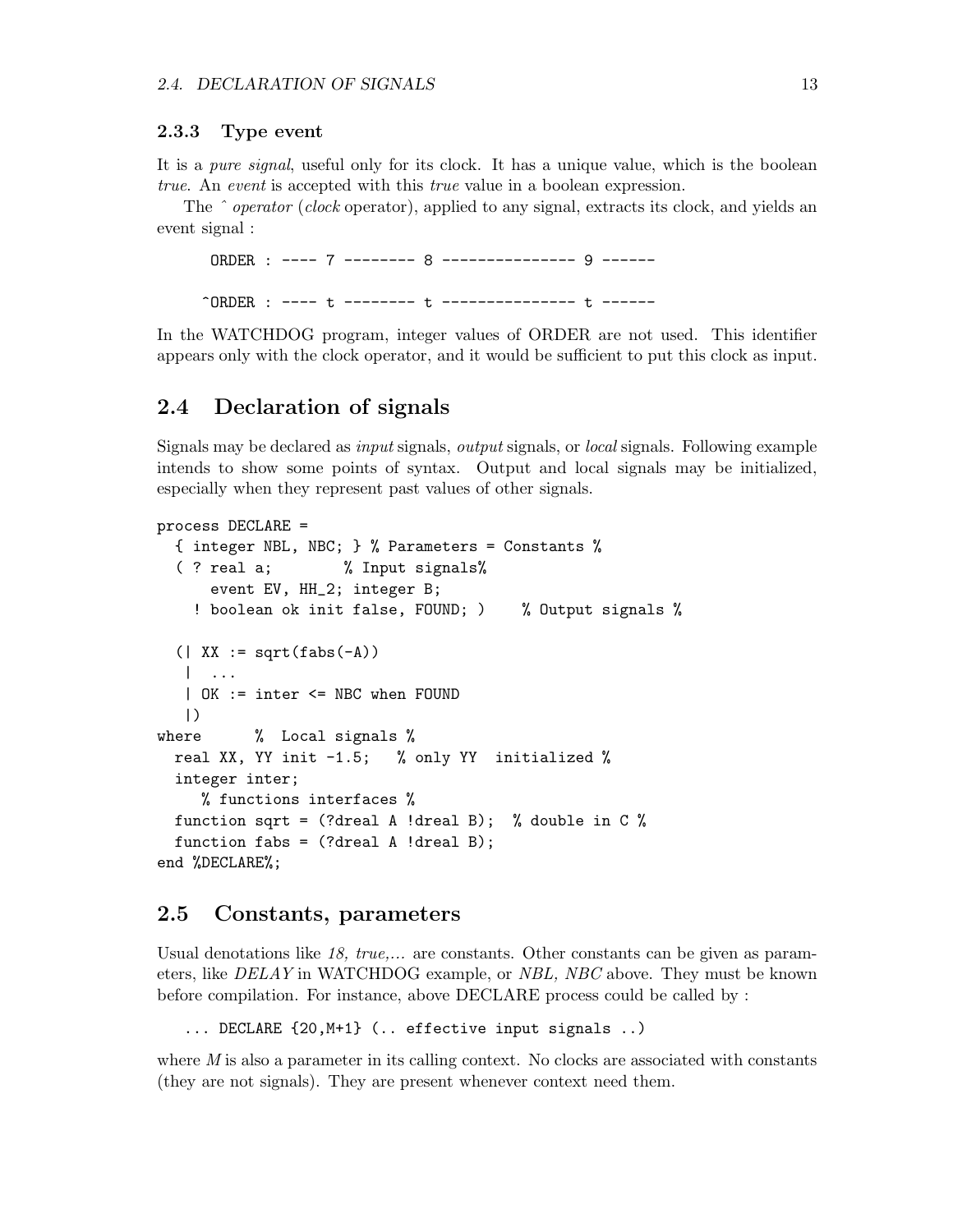### 2.3.3 Type event

It is a *pure signal*, useful only for its clock. It has a unique value, which is the boolean *true*. An *event* is accepted with this *true* value in a boolean expression.

The ˆ *operator* (*clock* operator), applied to any signal, extracts its clock, and yields an event signal :

```
 ORDER : ---- 7 -------- 8 -------------- 9 ------

^ORDER : ---- t -------- t -------------- t ------
```

In the WATCHDOG program, integer values of ORDER are not used. This identifier appears only with the clock operator, and it would be sufficient to put this clock as input.

## 2.4 Declaration of signals

Signals may be declared as *input* signals, *output* signals, or *local* signals. Following example intends to show some points of syntax. Output and local signals may be initialized, especially when they represent past values of other signals.

```
process DECLARE =
  { integer NBL, NBC; } % Parameters = Constants %
  ( ? real a;        % Input signals%
      event EV, HH_2; integer B;
    ! boolean ok init false, FOUND; )    % Output signals %

  (| XX := sqrt(fabs(-A))
   |  ...
   | OK := inter <= NBC when FOUND
   |)
where      %  Local signals %
  real XX, YY init -1.5;   % only YY  initialized %
  integer inter;
     % functions interfaces %
  function sqrt = (?dreal A !dreal B);  % double in C %
  function fabs = (?dreal A !dreal B);
end %DECLARE%;
```

## 2.5 Constants, parameters

Usual denotations like *18, true,...* are constants. Other constants can be given as parameters, like *DELAY* in WATCHDOG example, or *NBL, NBC* above. They must be known before compilation. For instance, above DECLARE process could be called by :

```
... DECLARE {20,M+1} (.. effective input signals ..)
```

where *M* is also a parameter in its calling context. No clocks are associated with constants (they are not signals). They are present whenever context need them.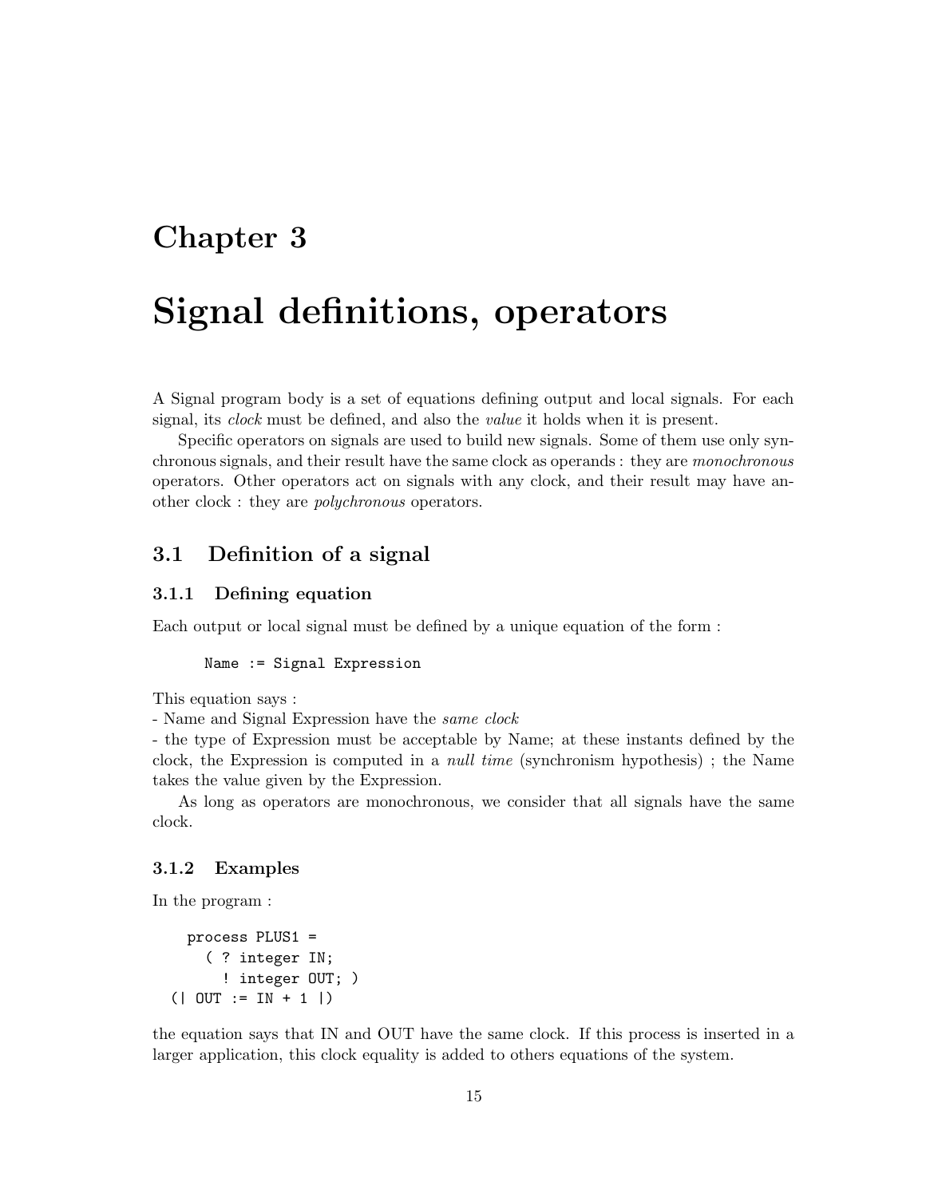# Chapter 3

# Signal definitions, operators

A Signal program body is a set of equations defining output and local signals. For each signal, its *clock* must be defined, and also the *value* it holds when it is present.

Specific operators on signals are used to build new signals. Some of them use only synchronous signals, and their result have the same clock as operands : they are *monochronous* operators. Other operators act on signals with any clock, and their result may have another clock : they are *polychronous* operators.

## 3.1 Definition of a signal

### 3.1.1 Defining equation

Each output or local signal must be defined by a unique equation of the form :

```
Name := Signal Expression
```

This equation says :
- Name and Signal Expression have the *same clock*
- the type of Expression must be acceptable by Name; at these instants defined by the clock, the Expression is computed in a *null time* (synchronism hypothesis) ; the Name takes the value given by the Expression.

As long as operators are monochronous, we consider that all signals have the same clock.

### 3.1.2 Examples

In the program :

```
   process PLUS1 =
     ( ? integer IN;
       ! integer OUT; )
 (| OUT := IN + 1 |)
```

the equation says that IN and OUT have the same clock. If this process is inserted in a larger application, this clock equality is added to others equations of the system.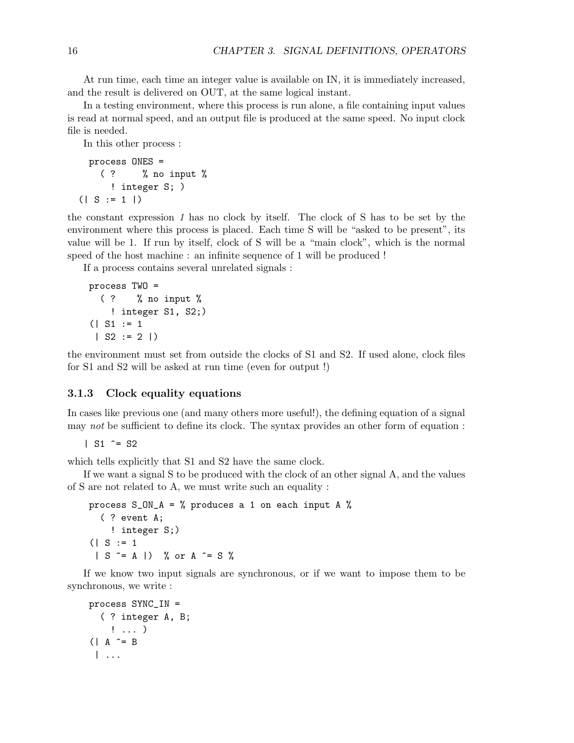At run time, each time an integer value is available on IN, it is immediately increased, and the result is delivered on OUT, at the same logical instant.

In a testing environment, where this process is run alone, a file containing input values is read at normal speed, and an output file is produced at the same speed. No input clock file is needed.

In this other process :

```
 process ONES =
   ( ?     % no input %
     ! integer S; )
(| S := 1 |)
```

the constant expression *1* has no clock by itself. The clock of S has to be set by the environment where this process is placed. Each time S will be "asked to be present", its value will be 1. If run by itself, clock of S will be a "main clock", which is the normal speed of the host machine : an infinite sequence of 1 will be produced !

If a process contains several unrelated signals :

```
 process TWO =
   ( ?    % no input %
     ! integer S1, S2;)
 (| S1 := 1
  | S2 := 2 |)
```

the environment must set from outside the clocks of S1 and S2. If used alone, clock files for S1 and S2 will be asked at run time (even for output !)

### 3.1.3 Clock equality equations

In cases like previous one (and many others more useful!), the defining equation of a signal may *not* be sufficient to define its clock. The syntax provides an other form of equation :

```
| S1 ^= S2
```

which tells explicitly that S1 and S2 have the same clock.

If we want a signal S to be produced with the clock of an other signal A, and the values of S are not related to A, we must write such an equality :

```
 process S_ON_A = % produces a 1 on each input A %
   ( ? event A;
     ! integer S;)
 (| S := 1
  | S ^= A |)  % or A ^= S %
```

If we know two input signals are synchronous, or if we want to impose them to be synchronous, we write :

```
 process SYNC_IN =
   ( ? integer A, B;
     ! ... )
 (| A ^= B
  | ...
```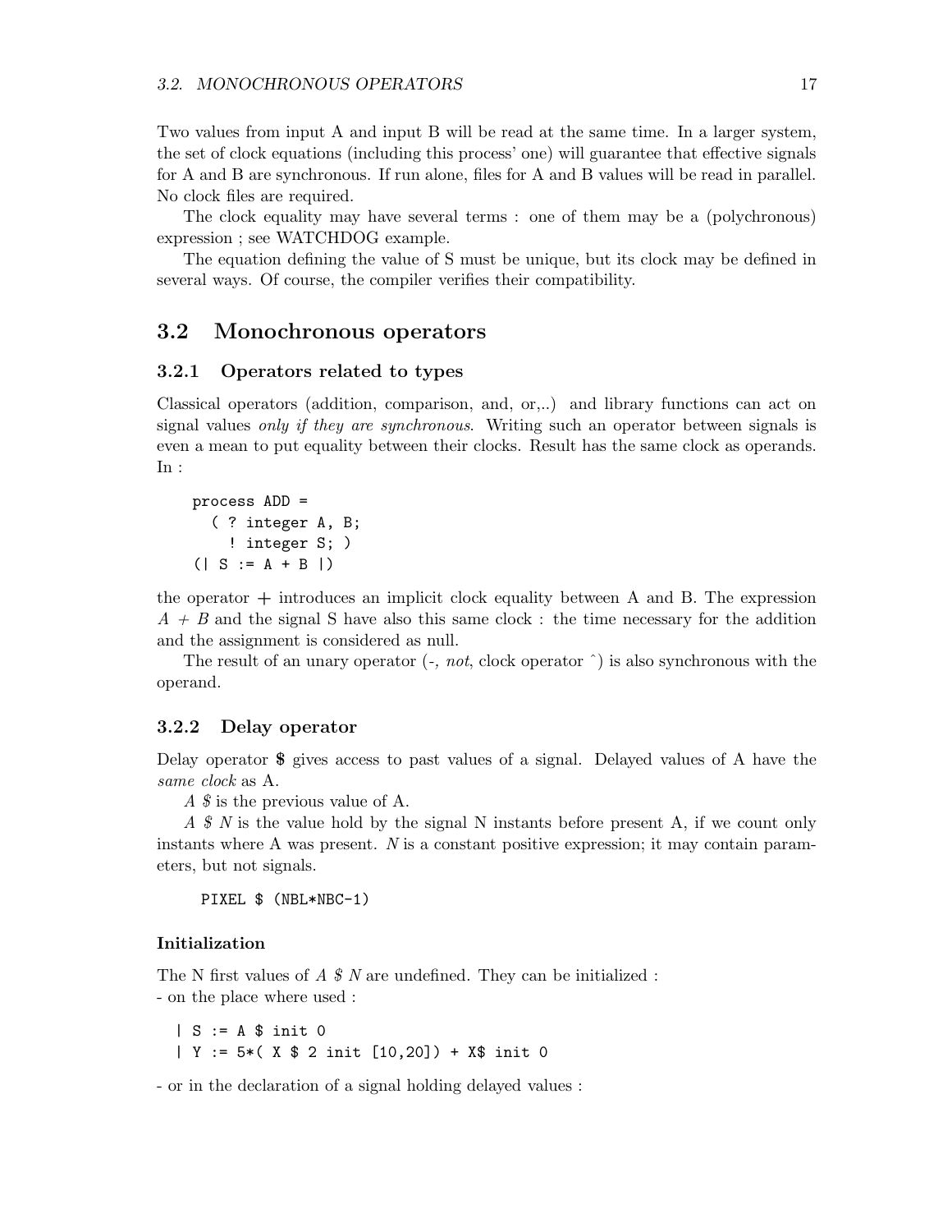Two values from input A and input B will be read at the same time. In a larger system, the set of clock equations (including this process' one) will guarantee that effective signals for A and B are synchronous. If run alone, files for A and B values will be read in parallel. No clock files are required.

The clock equality may have several terms : one of them may be a (polychronous) expression ; see WATCHDOG example.

The equation defining the value of S must be unique, but its clock may be defined in several ways. Of course, the compiler verifies their compatibility.

## 3.2 Monochronous operators

### 3.2.1 Operators related to types

Classical operators (addition, comparison, and, or,..) and library functions can act on signal values *only if they are synchronous*. Writing such an operator between signals is even a mean to put equality between their clocks. Result has the same clock as operands. In :

```
process ADD =
  ( ? integer A, B;
    ! integer S; )
(| S := A + B |)
```

the operator $+$ introduces an implicit clock equality between A and B. The expression $A + B$ and the signal S have also this same clock : the time necessary for the addition and the assignment is considered as null.

The result of an unary operator (-, *not*, clock operator ˆ) is also synchronous with the operand.

### 3.2.2 Delay operator

Delay operator **$** gives access to past values of a signal. Delayed values of A have the *same clock* as A.

*A $* is the previous value of A.

*A $ N* is the value hold by the signal N instants before present A, if we count only instants where A was present. *N* is a constant positive expression; it may contain parameters, but not signals.

```
PIXEL $ (NBL*NBC-1)
```

#### Initialization

The N first values of *A $ N* are undefined. They can be initialized :
- on the place where used :

```
| S := A $ init 0
| Y := 5*( X $ 2 init [10,20]) + X$ init 0
```

- or in the declaration of a signal holding delayed values :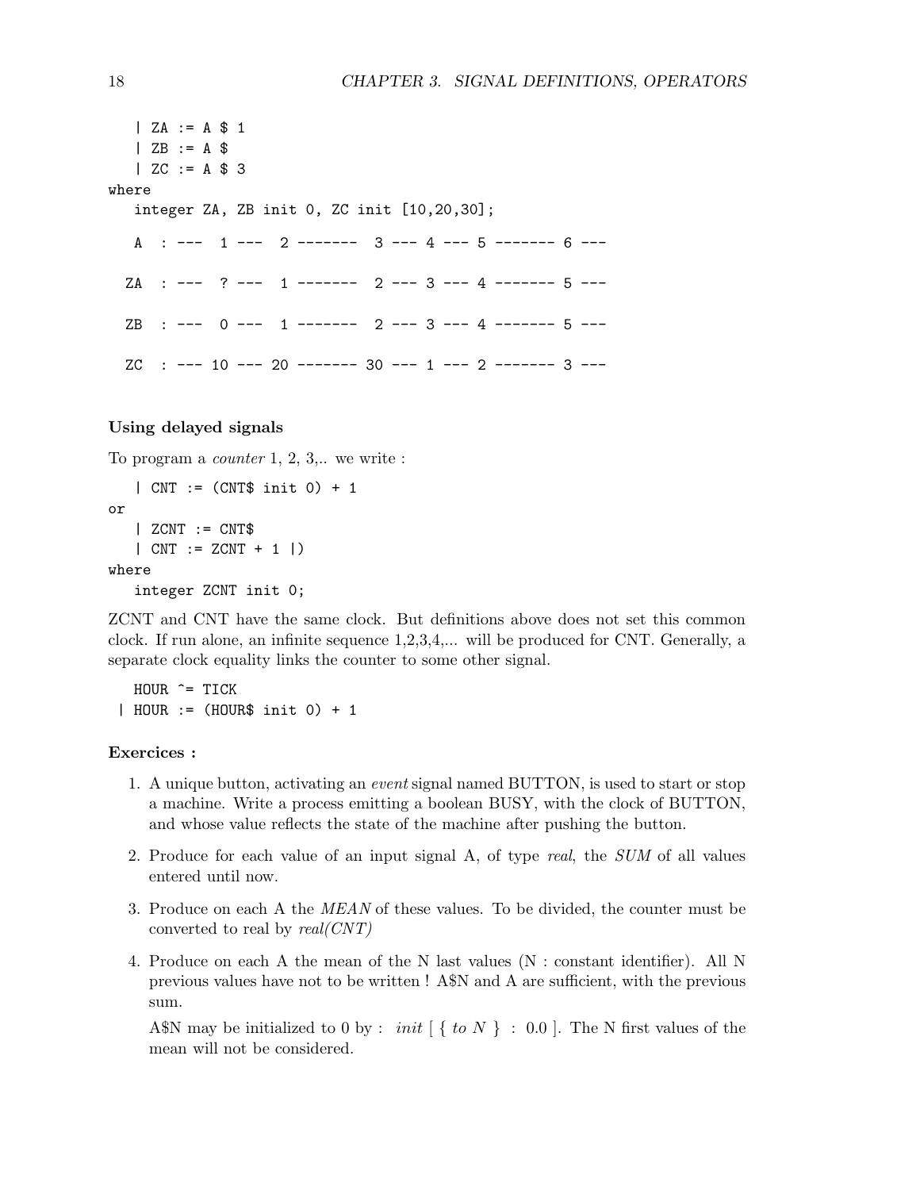```
   | ZA := A $ 1
   | ZB := A $
   | ZC := A $ 3
where
   integer ZA, ZB init 0, ZC init [10,20,30];

   A  : ---  1 ---  2 -------  3 --- 4 --- 5 ------- 6 ---

  ZA  : ---  ? ---  1 -------  2 --- 3 --- 4 ------- 5 ---

  ZB  : ---  0 ---  1 -------  2 --- 3 --- 4 ------- 5 ---

  ZC  : --- 10 --- 20 ------- 30 --- 1 --- 2 ------- 3 ---
```

**Using delayed signals**

To program a *counter* 1, 2, 3,.. we write :

```
   | CNT := (CNT$ init 0) + 1
or
   | ZCNT := CNT$
   | CNT := ZCNT + 1 |)
where
   integer ZCNT init 0;
```

ZCNT and CNT have the same clock. But definitions above does not set this common clock. If run alone, an infinite sequence 1,2,3,4,... will be produced for CNT. Generally, a separate clock equality links the counter to some other signal.

```
   HOUR ^= TICK
 | HOUR := (HOUR$ init 0) + 1
```

**Exercices :**

1. A unique button, activating an *event* signal named BUTTON, is used to start or stop a machine. Write a process emitting a boolean BUSY, with the clock of BUTTON, and whose value reflects the state of the machine after pushing the button.
2. Produce for each value of an input signal A, of type *real*, the *SUM* of all values entered until now.
3. Produce on each A the *MEAN* of these values. To be divided, the counter must be converted to real by *real(CNT)*
4. Produce on each A the mean of the N last values (N : constant identifier). All N previous values have not to be written ! A$N and A are sufficient, with the previous sum.

   A$N may be initialized to 0 by : *init* [ { *to N* } : 0.0 ]. The N first values of the mean will not be considered.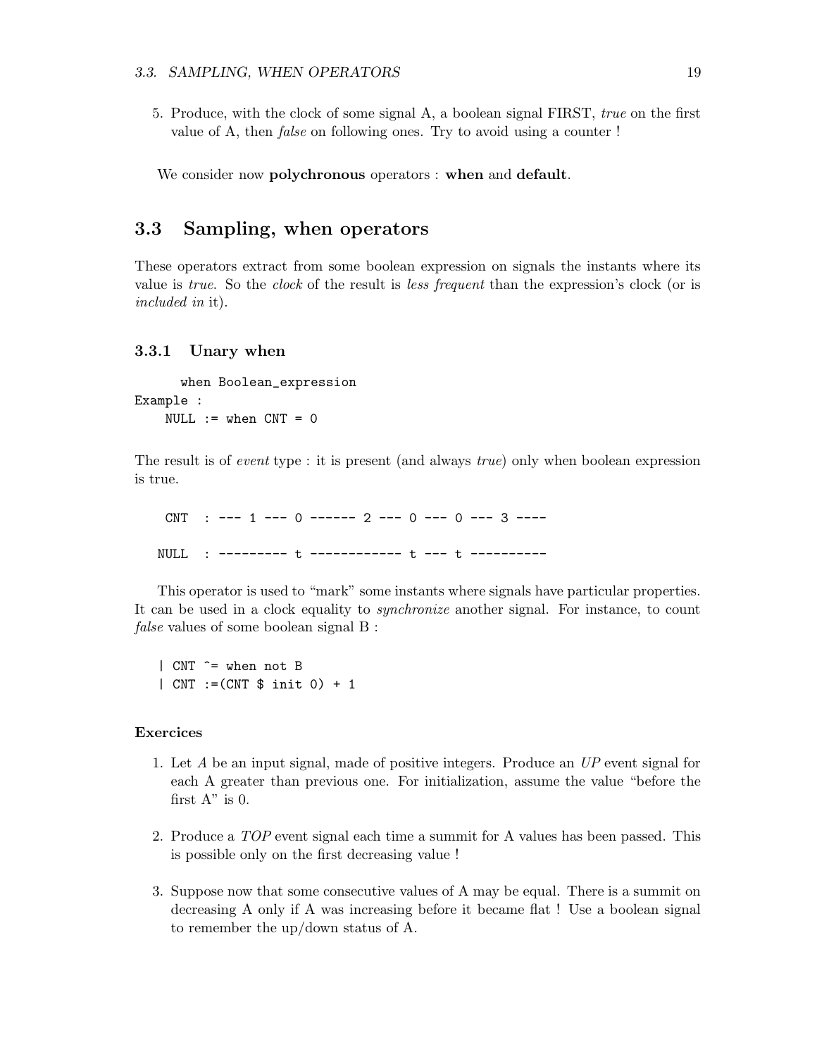5. Produce, with the clock of some signal A, a boolean signal FIRST, *true* on the first value of A, then *false* on following ones. Try to avoid using a counter !

We consider now **polychronous** operators : **when** and **default**.

## 3.3 Sampling, when operators

These operators extract from some boolean expression on signals the instants where its value is *true*. So the *clock* of the result is *less frequent* than the expression's clock (or is *included in* it).

### 3.3.1 Unary when

```
      when Boolean_expression
Example :
    NULL := when CNT = 0
```

The result is of *event* type : it is present (and always *true*) only when boolean expression is true.

```
    CNT  : --- 1 --- 0 ------ 2 --- 0 --- 0 --- 3 ----

   NULL  : --------- t ------------ t --- t ----------
```

This operator is used to "mark" some instants where signals have particular properties. It can be used in a clock equality to *synchronize* another signal. For instance, to count *false* values of some boolean signal B :

```
   | CNT ^= when not B
   | CNT :=(CNT $ init 0) + 1
```

#### Exercices

1. Let *A* be an input signal, made of positive integers. Produce an *UP* event signal for each A greater than previous one. For initialization, assume the value "before the first A" is 0.

2. Produce a *TOP* event signal each time a summit for A values has been passed. This is possible only on the first decreasing value !

3. Suppose now that some consecutive values of A may be equal. There is a summit on decreasing A only if A was increasing before it became flat ! Use a boolean signal to remember the up/down status of A.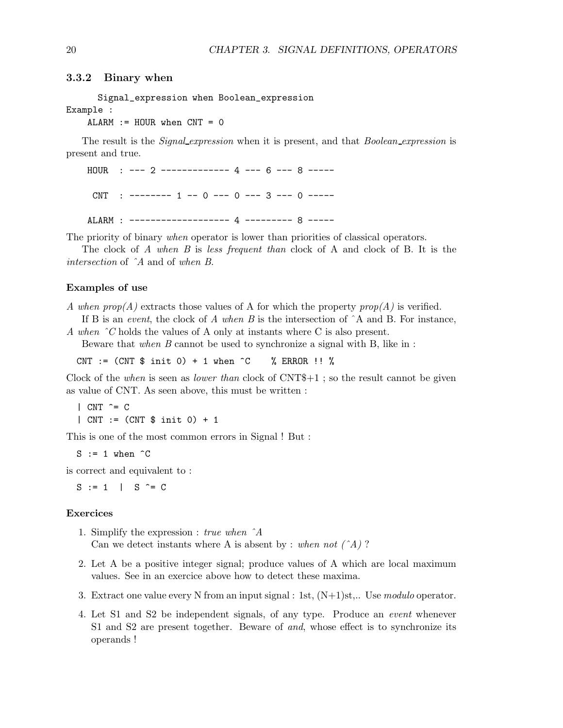### 3.3.2 Binary when

```
    Signal_expression when Boolean_expression
Example :
    ALARM := HOUR when CNT = 0
```

The result is the *Signal_expression* when it is present, and that *Boolean_expression* is present and true.

```
HOUR  : --- 2 ------------- 4 --- 6 --- 8 -----

 CNT  : -------- 1 -- 0 --- 0 --- 3 --- 0 -----

ALARM : ------------------- 4 --------- 8 -----
```

The priority of binary *when* operator is lower than priorities of classical operators.

The clock of *A when B* is *less frequent than* clock of A and clock of B. It is the *intersection* of *^A* and of *when B*.

#### Examples of use

*A when prop(A)* extracts those values of A for which the property *prop(A)* is verified.

If B is an *event*, the clock of *A when B* is the intersection of ^A and B. For instance, *A when ^C* holds the values of A only at instants where C is also present.

Beware that *when B* cannot be used to synchronize a signal with B, like in :

```
CNT := (CNT $ init 0) + 1 when ^C    % ERROR !! %
```

Clock of the *when* is seen as *lower than* clock of CNT$+1 ; so the result cannot be given as value of CNT. As seen above, this must be written :

```
| CNT ^= C
| CNT := (CNT $ init 0) + 1
```

This is one of the most common errors in Signal ! But :

```
S := 1 when ^C
```

is correct and equivalent to :

```
S := 1  |  S ^= C
```

#### Exercices

1. Simplify the expression : *true when ^A*
   Can we detect instants where A is absent by : *when not (^A)* ?
2. Let A be a positive integer signal; produce values of A which are local maximum values. See in an exercice above how to detect these maxima.
3. Extract one value every N from an input signal : 1st, (N+1)st,.. Use *modulo* operator.
4. Let S1 and S2 be independent signals, of any type. Produce an *event* whenever S1 and S2 are present together. Beware of *and*, whose effect is to synchronize its operands !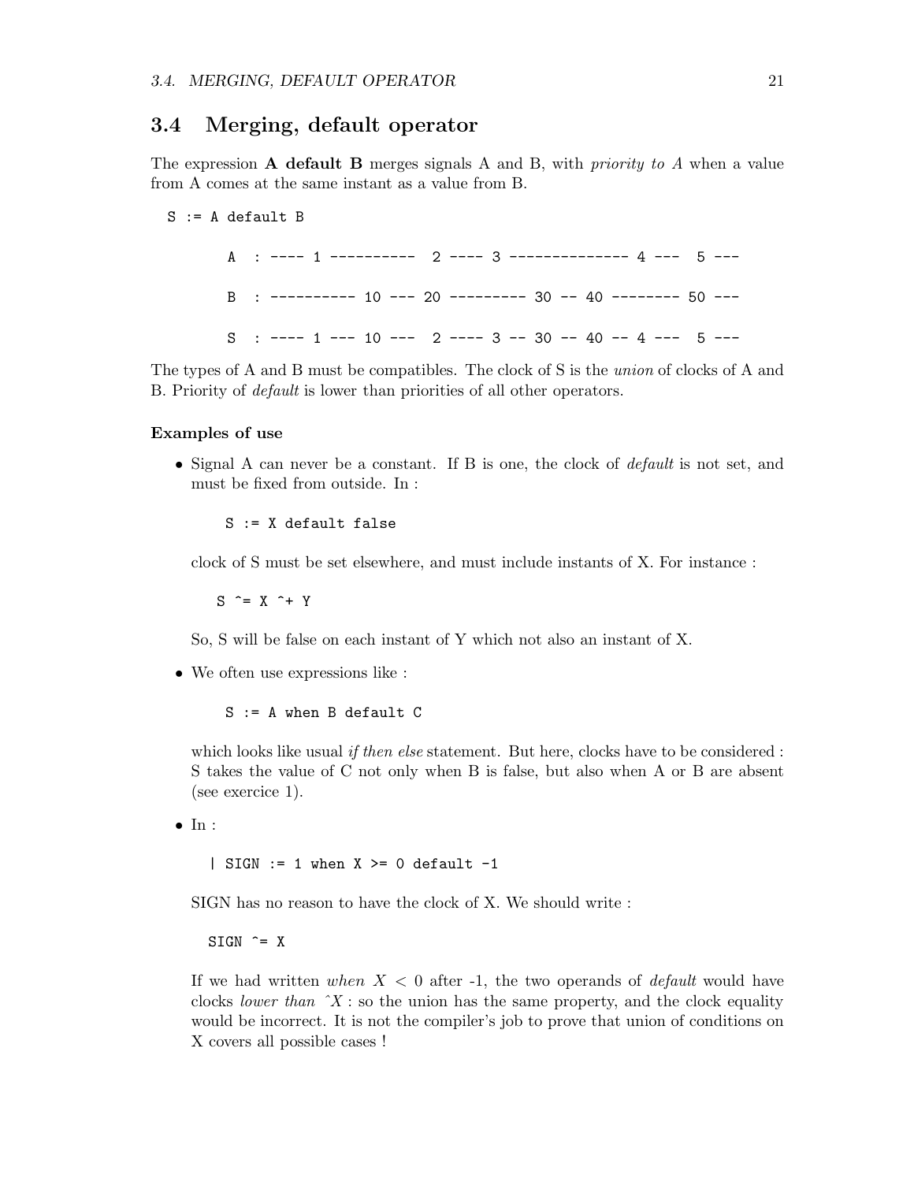## 3.4 Merging, default operator

The expression **A default B** merges signals A and B, with *priority to A* when a value from A comes at the same instant as a value from B.

```
S := A default B

       A  : ---- 1 ----------  2 ---- 3 ------------- 4 ---  5 ---

       B  : ---------- 10 --- 20 --------- 30 -- 40 -------- 50 ---

       S  : ---- 1 --- 10 ---  2 ---- 3 -- 30 -- 40 -- 4 ---  5 ---
```

The types of A and B must be compatibles. The clock of S is the *union* of clocks of A and B. Priority of *default* is lower than priorities of all other operators.

**Examples of use**

- Signal A can never be a constant. If B is one, the clock of *default* is not set, and must be fixed from outside. In :

  ```
  S := X default false
  ```

  clock of S must be set elsewhere, and must include instants of X. For instance :

  ```
  S ^= X ^+ Y
  ```

  So, S will be false on each instant of Y which not also an instant of X.

- We often use expressions like :

  ```
  S := A when B default C
  ```

  which looks like usual *if then else* statement. But here, clocks have to be considered : S takes the value of C not only when B is false, but also when A or B are absent (see exercice 1).

- In :

  ```
  | SIGN := 1 when X >= 0 default -1
  ```

  SIGN has no reason to have the clock of X. We should write :

  ```
  SIGN ^= X
  ```

  If we had written *when* $X < 0$ after -1, the two operands of *default* would have clocks *lower than* $\hat{}X$ : so the union has the same property, and the clock equality would be incorrect. It is not the compiler's job to prove that union of conditions on X covers all possible cases !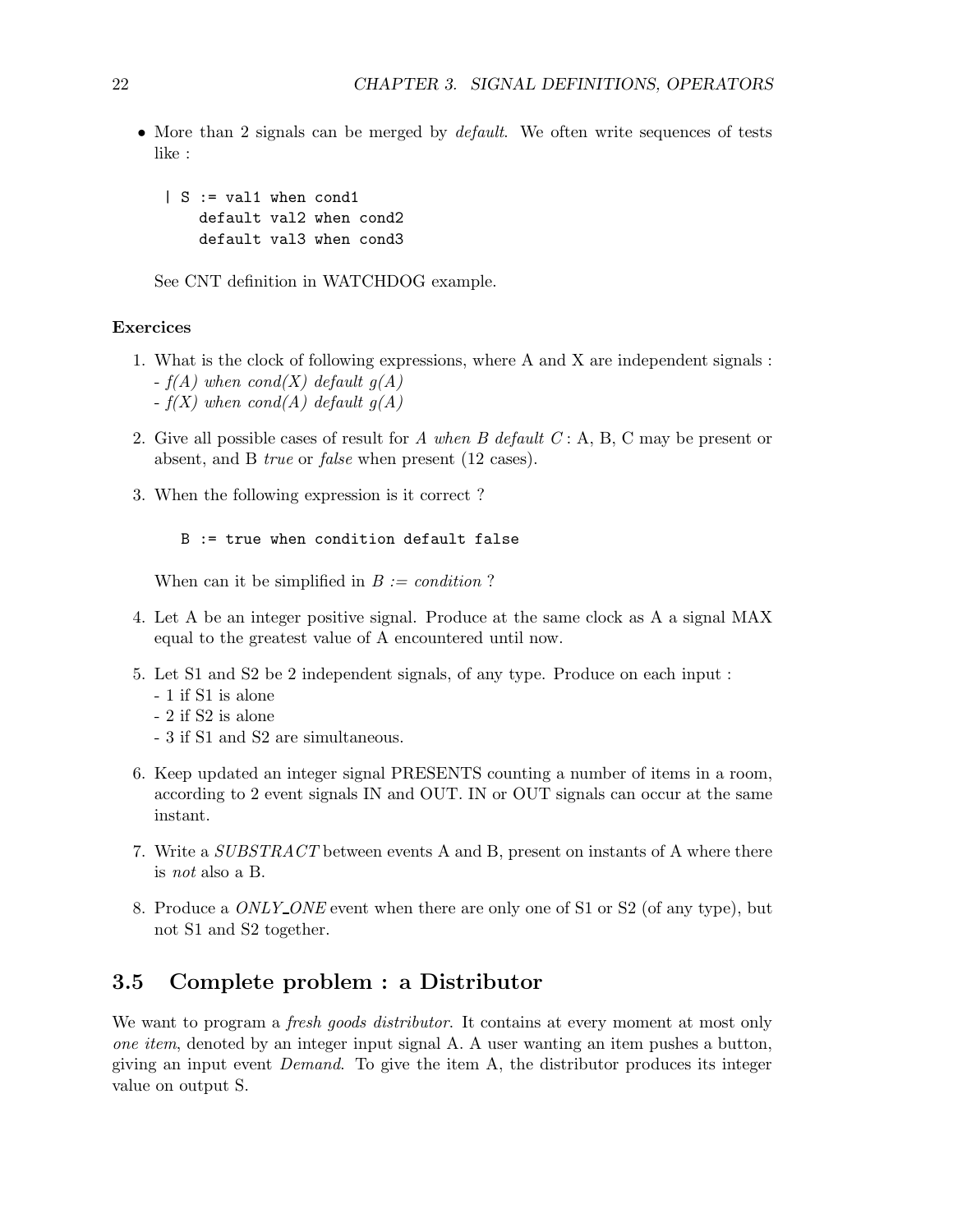- More than 2 signals can be merged by *default*. We often write sequences of tests like :

  ```
  | S := val1 when cond1
      default val2 when cond2
      default val3 when cond3
  ```

  See CNT definition in WATCHDOG example.

**Exercices**

1. What is the clock of following expressions, where A and X are independent signals :
   - *f(A) when cond(X) default g(A)*
   - *f(X) when cond(A) default g(A)*
2. Give all possible cases of result for *A when B default C* : A, B, C may be present or absent, and B *true* or *false* when present (12 cases).
3. When the following expression is it correct ?

   ```
   B := true when condition default false
   ```

   When can it be simplified in *B := condition* ?
4. Let A be an integer positive signal. Produce at the same clock as A a signal MAX equal to the greatest value of A encountered until now.
5. Let S1 and S2 be 2 independent signals, of any type. Produce on each input :
   - 1 if S1 is alone
   - 2 if S2 is alone
   - 3 if S1 and S2 are simultaneous.
6. Keep updated an integer signal PRESENTS counting a number of items in a room, according to 2 event signals IN and OUT. IN or OUT signals can occur at the same instant.
7. Write a *SUBSTRACT* between events A and B, present on instants of A where there is *not* also a B.
8. Produce a *ONLY_ONE* event when there are only one of S1 or S2 (of any type), but not S1 and S2 together.

## 3.5 Complete problem : a Distributor

We want to program a *fresh goods distributor*. It contains at every moment at most only *one item*, denoted by an integer input signal A. A user wanting an item pushes a button, giving an input event *Demand*. To give the item A, the distributor produces its integer value on output S.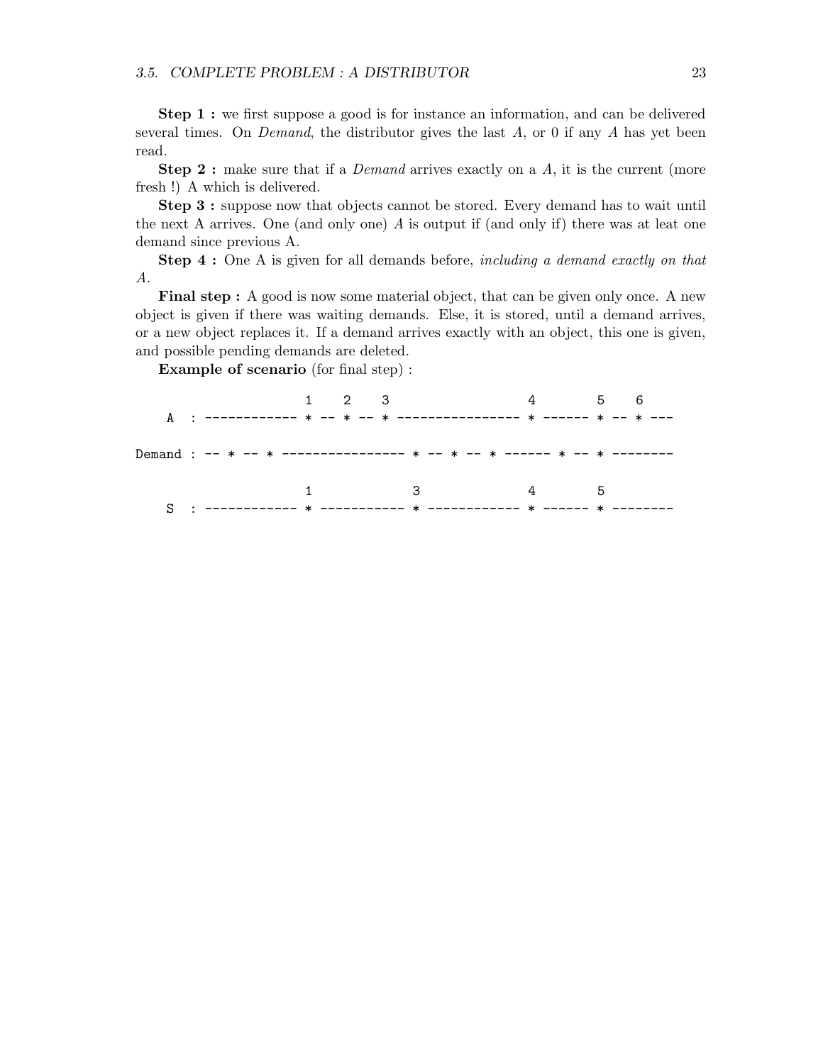**Step 1 :** we first suppose a good is for instance an information, and can be delivered several times. On *Demand*, the distributor gives the last *A*, or 0 if any *A* has yet been read.

**Step 2 :** make sure that if a *Demand* arrives exactly on a *A*, it is the current (more fresh !) A which is delivered.

**Step 3 :** suppose now that objects cannot be stored. Every demand has to wait until the next A arrives. One (and only one) *A* is output if (and only if) there was at leat one demand since previous A.

**Step 4 :** One A is given for all demands before, *including a demand exactly on that A*.

**Final step :** A good is now some material object, that can be given only once. A new object is given if there was waiting demands. Else, it is stored, until a demand arrives, or a new object replaces it. If a demand arrives exactly with an object, this one is given, and possible pending demands are deleted.

**Example of scenario** (for final step) :

```
                 1    2    3                  4        5    6
   A   : ------------ * -- * -- * ---------------- * ------ * -- * ---

Demand : -- * -- * ---------------- * -- * -- * ------ * -- * --------

                 1              3              4        5
   S   : ------------ * ----------- * ------------ * ------ * --------
```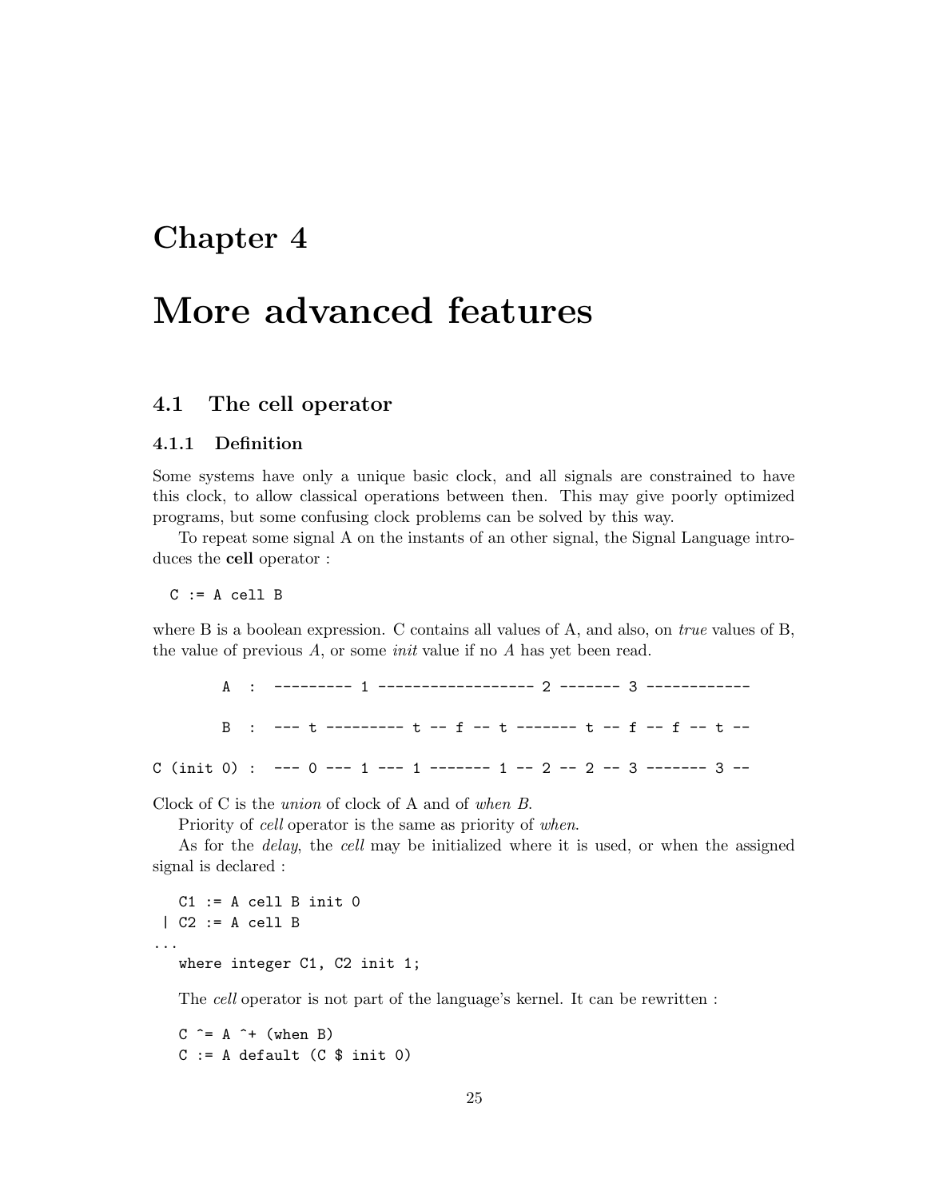# Chapter 4

# More advanced features

## 4.1 The cell operator

### 4.1.1 Definition

Some systems have only a unique basic clock, and all signals are constrained to have this clock, to allow classical operations between then. This may give poorly optimized programs, but some confusing clock problems can be solved by this way.

To repeat some signal A on the instants of an other signal, the Signal Language introduces the **cell** operator :

```
C := A cell B
```

where B is a boolean expression. C contains all values of A, and also, on *true* values of B, the value of previous *A*, or some *init* value if no *A* has yet been read.

```
        A  :  --------- 1 ------------------ 2 ------- 3 ------------

        B  :  --- t --------- t -- f -- t ------- t -- f -- f -- t --

C (init 0) :  --- 0 --- 1 --- 1 ------- 1 -- 2 -- 2 -- 3 ------- 3 --
```

Clock of C is the *union* of clock of A and of *when B*.

Priority of *cell* operator is the same as priority of *when*.

As for the *delay*, the *cell* may be initialized where it is used, or when the assigned signal is declared :

```
   C1 := A cell B init 0
 | C2 := A cell B
...
   where integer C1, C2 init 1;
```

The *cell* operator is not part of the language's kernel. It can be rewritten :

```
   C ^= A ^+ (when B)
   C := A default (C $ init 0)
```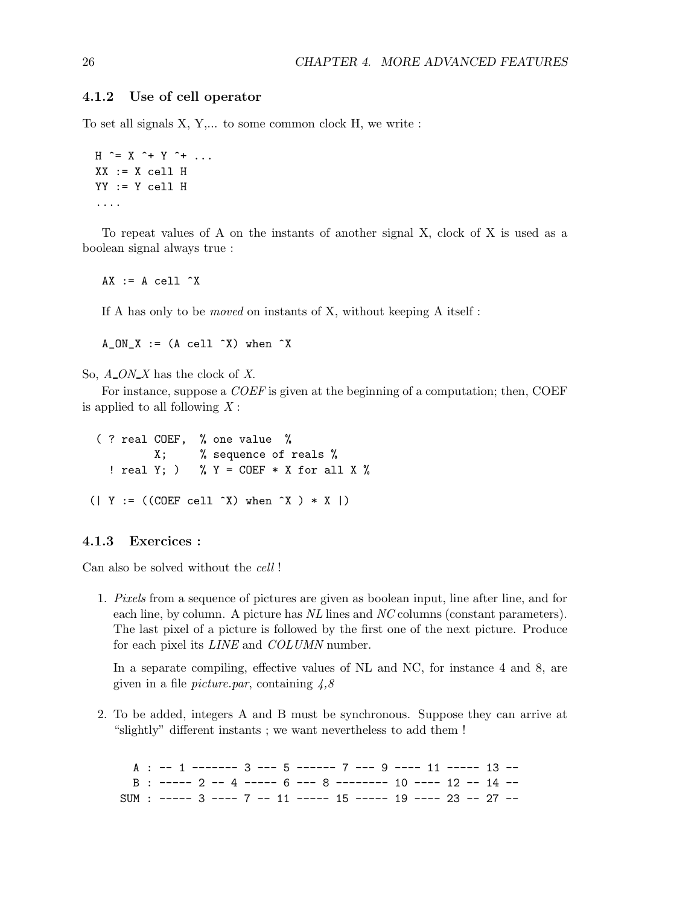### 4.1.2 Use of cell operator

To set all signals X, Y,... to some common clock H, we write :

```
H ^= X ^+ Y ^+ ...
XX := X cell H
YY := Y cell H
....
```

To repeat values of A on the instants of another signal X, clock of X is used as a boolean signal always true :

```
AX := A cell ^X
```

If A has only to be *moved* on instants of X, without keeping A itself :

```
A_ON_X := (A cell ^X) when ^X
```

So, *A_ON_X* has the clock of *X*.

For instance, suppose a *COEF* is given at the beginning of a computation; then, COEF is applied to all following *X* :

```
( ? real COEF,  % one value  %
         X;     % sequence of reals %
  ! real Y; )   % Y = COEF * X for all X %

(| Y := ((COEF cell ^X) when ^X ) * X |)
```

### 4.1.3 Exercices :

Can also be solved without the *cell* !

1. *Pixels* from a sequence of pictures are given as boolean input, line after line, and for each line, by column. A picture has *NL* lines and *NC* columns (constant parameters). The last pixel of a picture is followed by the first one of the next picture. Produce for each pixel its *LINE* and *COLUMN* number.

   In a separate compiling, effective values of NL and NC, for instance 4 and 8, are given in a file *picture.par*, containing *4,8*

2. To be added, integers A and B must be synchronous. Suppose they can arrive at "slightly" different instants ; we want nevertheless to add them !

```
  A : -- 1 ------- 3 --- 5 ------ 7 --- 9 ---- 11 ----- 13 --
  B : ----- 2 -- 4 ----- 6 --- 8 -------- 10 ---- 12 -- 14 --
SUM : ----- 3 ---- 7 -- 11 ----- 15 ----- 19 ---- 23 -- 27 --
```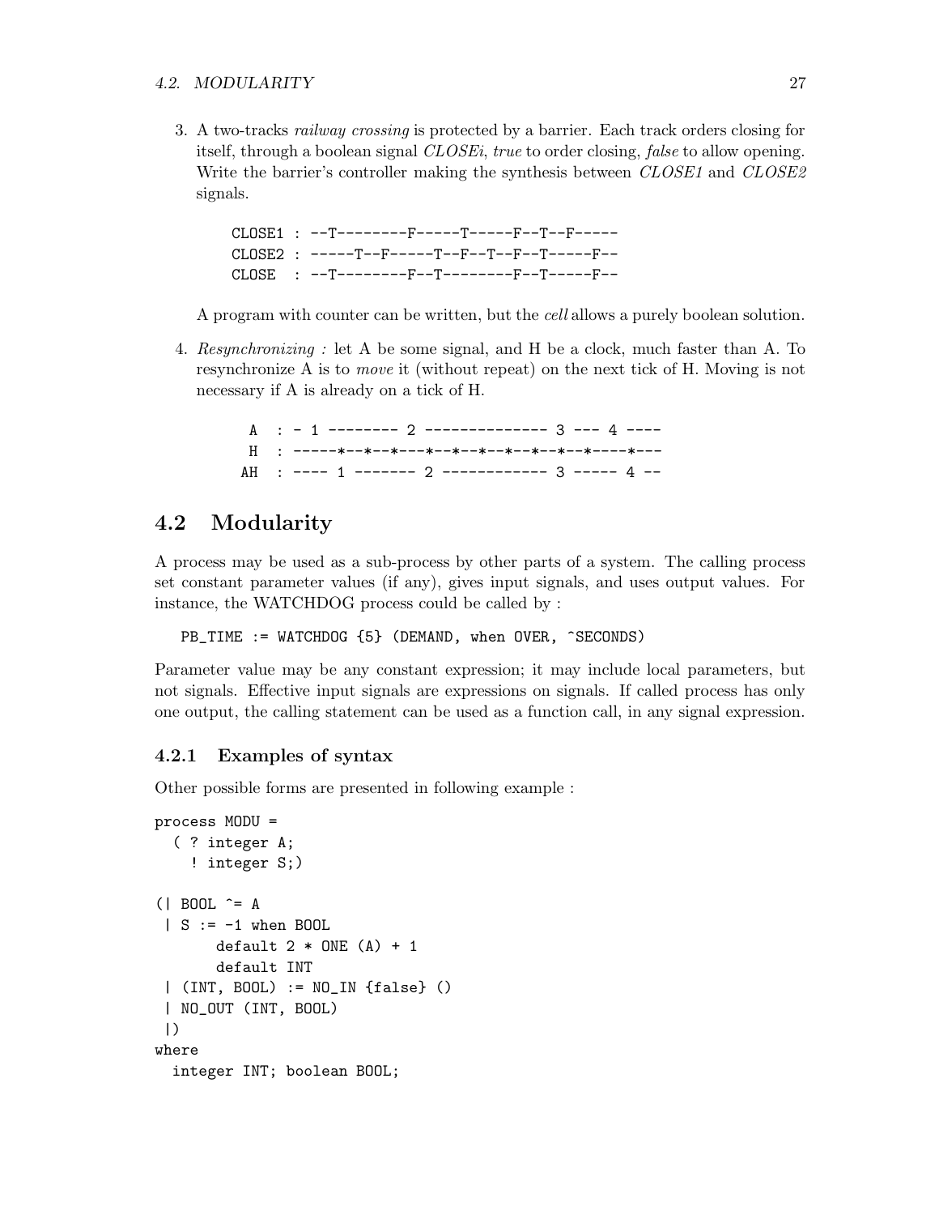3. A two-tracks *railway crossing* is protected by a barrier. Each track orders closing for itself, through a boolean signal *CLOSEi*, *true* to order closing, *false* to allow opening. Write the barrier's controller making the synthesis between *CLOSE1* and *CLOSE2* signals.

   ```
   CLOSE1 : --T--------F-----T-----F--T--F-----
   CLOSE2 : -----T--F-----T--F--T--F--T-----F--
   CLOSE  : --T--------F--T--------F--T-----F--
   ```

   A program with counter can be written, but the *cell* allows a purely boolean solution.

4. *Resynchronizing :* let A be some signal, and H be a clock, much faster than A. To resynchronize A is to *move* it (without repeat) on the next tick of H. Moving is not necessary if A is already on a tick of H.

   ```
    A  : - 1 -------- 2 ------------- 3 --- 4 ----
    H  : -----*--*--*---*--*--*--*--*--*--*----*---
   AH  : ---- 1 ------- 2 ----------- 3 ----- 4 --
   ```

## 4.2 Modularity

A process may be used as a sub-process by other parts of a system. The calling process set constant parameter values (if any), gives input signals, and uses output values. For instance, the WATCHDOG process could be called by :

```
PB_TIME := WATCHDOG {5} (DEMAND, when OVER, ^SECONDS)
```

Parameter value may be any constant expression; it may include local parameters, but not signals. Effective input signals are expressions on signals. If called process has only one output, the calling statement can be used as a function call, in any signal expression.

### 4.2.1 Examples of syntax

Other possible forms are presented in following example :

```
process MODU =
  ( ? integer A;
    ! integer S;)

(| BOOL ^= A
 | S := -1 when BOOL
       default 2 * ONE (A) + 1
       default INT
 | (INT, BOOL) := NO_IN {false} ()
 | NO_OUT (INT, BOOL)
 |)
where
  integer INT; boolean BOOL;
```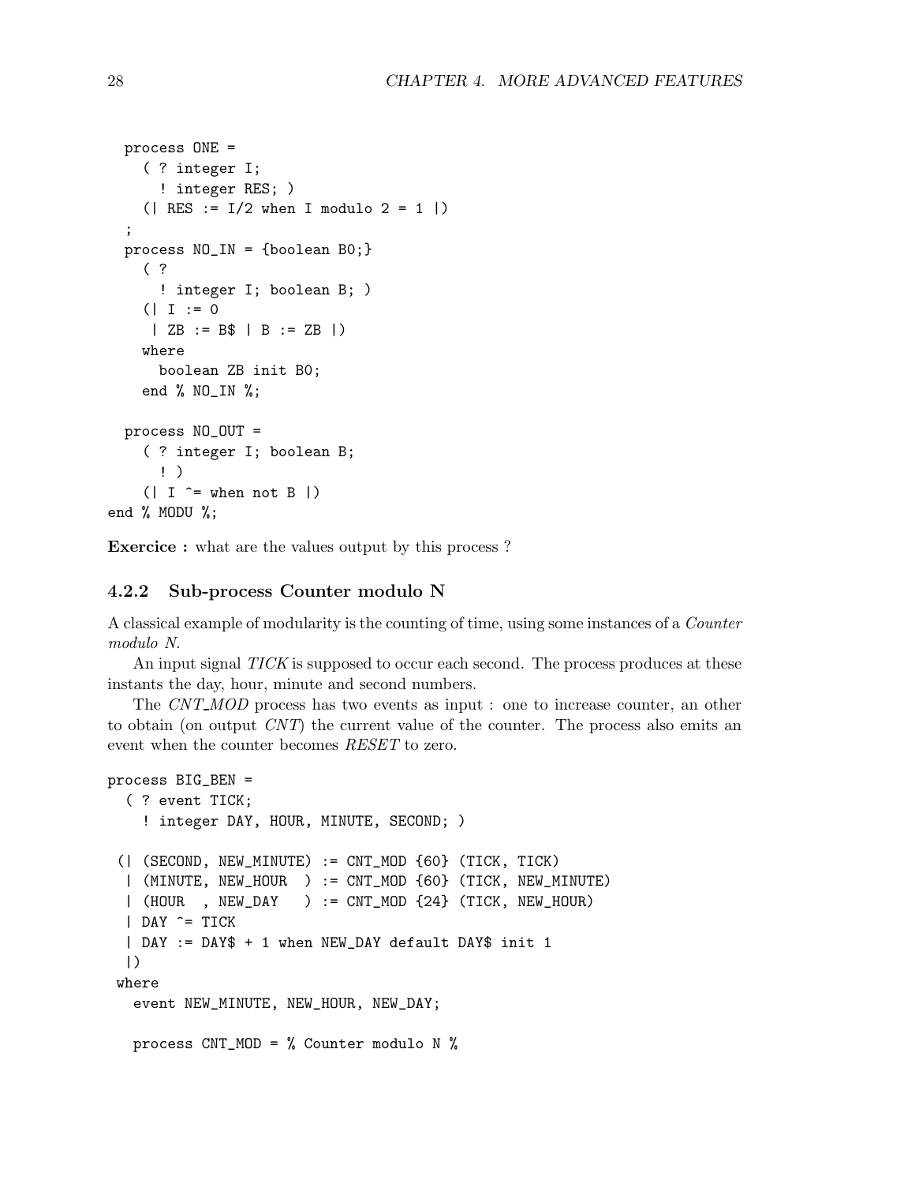```
  process ONE =
    ( ? integer I;
      ! integer RES; )
    (| RES := I/2 when I modulo 2 = 1 |)
  ;
  process NO_IN = {boolean B0;}
    ( ?
      ! integer I; boolean B; )
    (| I := 0
     | ZB := B$ | B := ZB |)
    where
      boolean ZB init B0;
    end % NO_IN %;

  process NO_OUT =
    ( ? integer I; boolean B;
      ! )
    (| I ^= when not B |)
end % MODU %;
```

**Exercice :** what are the values output by this process ?

### 4.2.2 Sub-process Counter modulo N

A classical example of modularity is the counting of time, using some instances of a *Counter modulo N*.

An input signal *TICK* is supposed to occur each second. The process produces at these instants the day, hour, minute and second numbers.

The *CNT_MOD* process has two events as input : one to increase counter, an other to obtain (on output *CNT*) the current value of the counter. The process also emits an event when the counter becomes *RESET* to zero.

```
process BIG_BEN =
  ( ? event TICK;
    ! integer DAY, HOUR, MINUTE, SECOND; )

 (| (SECOND, NEW_MINUTE) := CNT_MOD {60} (TICK, TICK)
  | (MINUTE, NEW_HOUR  ) := CNT_MOD {60} (TICK, NEW_MINUTE)
  | (HOUR  , NEW_DAY   ) := CNT_MOD {24} (TICK, NEW_HOUR)
  | DAY ^= TICK
  | DAY := DAY$ + 1 when NEW_DAY default DAY$ init 1
  |)
 where
   event NEW_MINUTE, NEW_HOUR, NEW_DAY;

   process CNT_MOD = % Counter modulo N %
```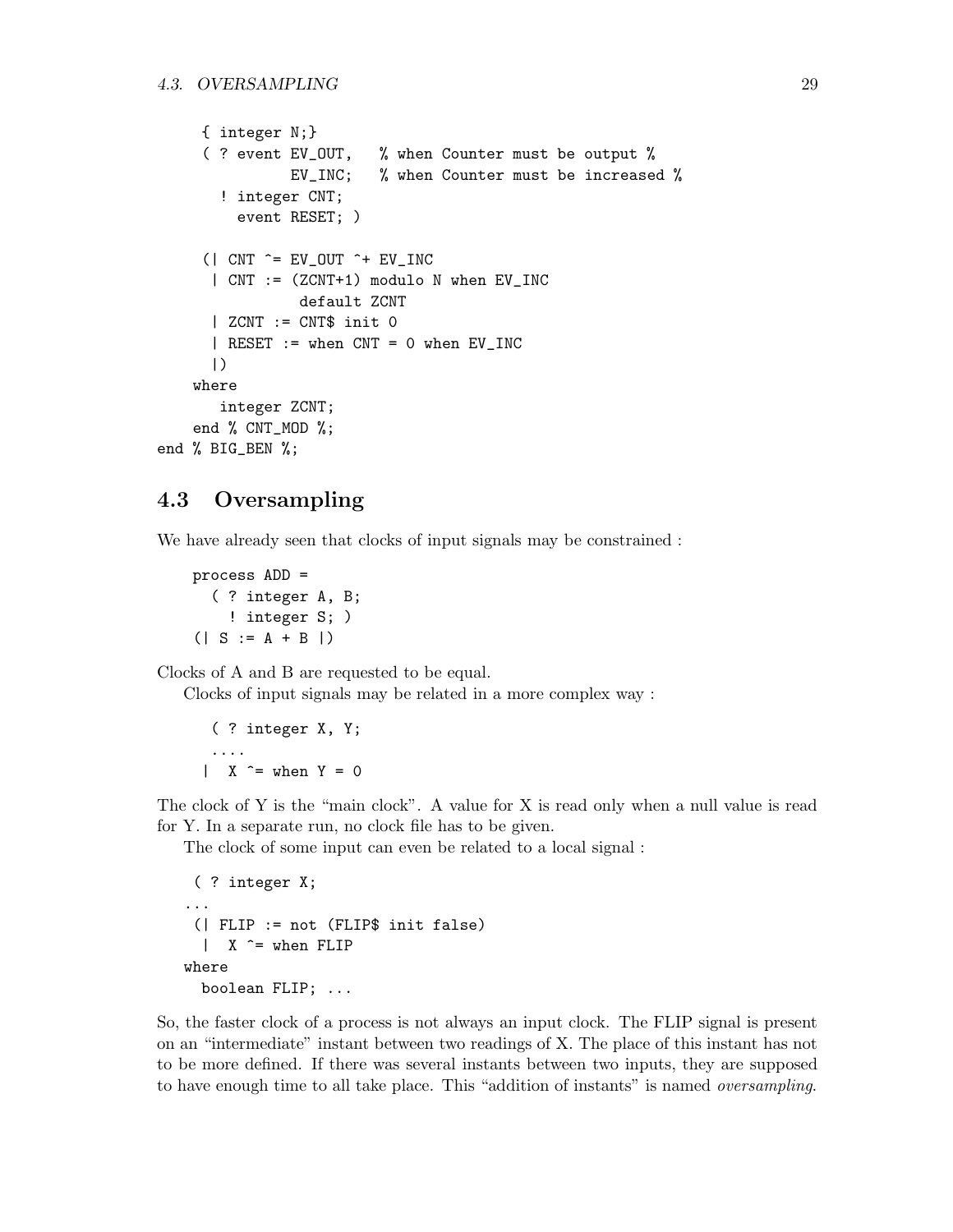```
     { integer N;}
     ( ? event EV_OUT,   % when Counter must be output %
               EV_INC;   % when Counter must be increased %
       ! integer CNT;
         event RESET; )

     (| CNT ^= EV_OUT ^+ EV_INC
      | CNT := (ZCNT+1) modulo N when EV_INC
                default ZCNT
      | ZCNT := CNT$ init 0
      | RESET := when CNT = 0 when EV_INC
      |)
    where
       integer ZCNT;
    end % CNT_MOD %;
end % BIG_BEN %;
```

## 4.3 Oversampling

We have already seen that clocks of input signals may be constrained :

```
    process ADD =
      ( ? integer A, B;
        ! integer S; )
    (| S := A + B |)
```

Clocks of A and B are requested to be equal.

Clocks of input signals may be related in a more complex way :

```
      ( ? integer X, Y;
      ....
     |  X ^= when Y = 0
```

The clock of Y is the "main clock". A value for X is read only when a null value is read for Y. In a separate run, no clock file has to be given.

The clock of some input can even be related to a local signal :

```
    ( ? integer X;
   ...
    (| FLIP := not (FLIP$ init false)
     |  X ^= when FLIP
   where
     boolean FLIP; ...
```

So, the faster clock of a process is not always an input clock. The FLIP signal is present on an "intermediate" instant between two readings of X. The place of this instant has not to be more defined. If there was several instants between two inputs, they are supposed to have enough time to all take place. This "addition of instants" is named *oversampling*.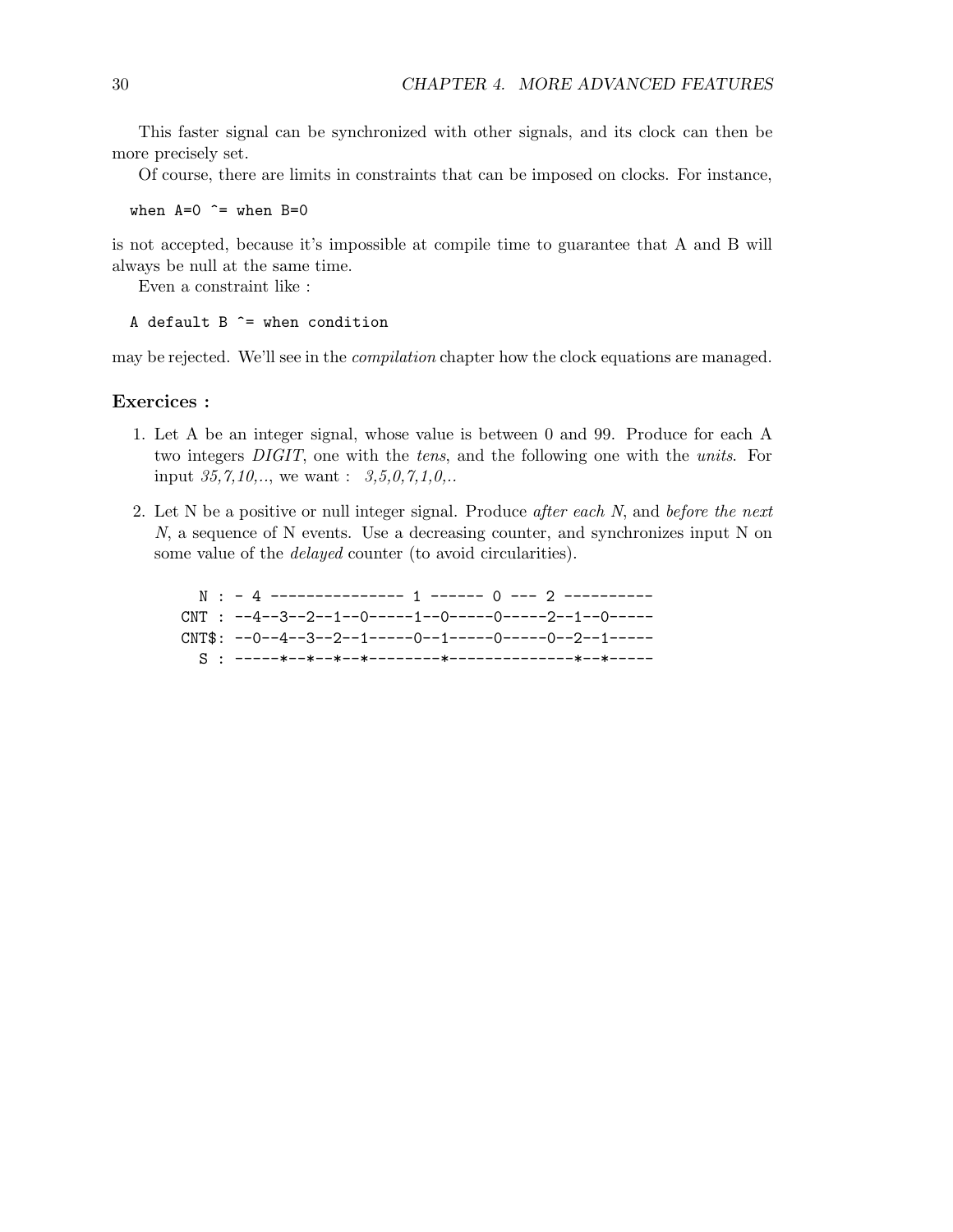This faster signal can be synchronized with other signals, and its clock can then be more precisely set.

Of course, there are limits in constraints that can be imposed on clocks. For instance,

```
when A=0 ^= when B=0
```

is not accepted, because it's impossible at compile time to guarantee that A and B will always be null at the same time.

Even a constraint like :

```
A default B ^= when condition
```

may be rejected. We'll see in the *compilation* chapter how the clock equations are managed.

### Exercices :

1. Let A be an integer signal, whose value is between 0 and 99. Produce for each A two integers *DIGIT*, one with the *tens*, and the following one with the *units*. For input *35,7,10,..*, we want : *3,5,0,7,1,0,..*

2. Let N be a positive or null integer signal. Produce *after each N*, and *before the next N*, a sequence of N events. Use a decreasing counter, and synchronizes input N on some value of the *delayed* counter (to avoid circularities).

```
   N : - 4 --------------- 1 ------ 0 --- 2 ----------
 CNT : --4--3--2--1--0-----1--0-----0-----2--1--0-----
CNT$: --0--4--3--2--1-----0--1-----0-----0--2--1-----
   S : -----*--*--*--*--------*--------------*--*-----
```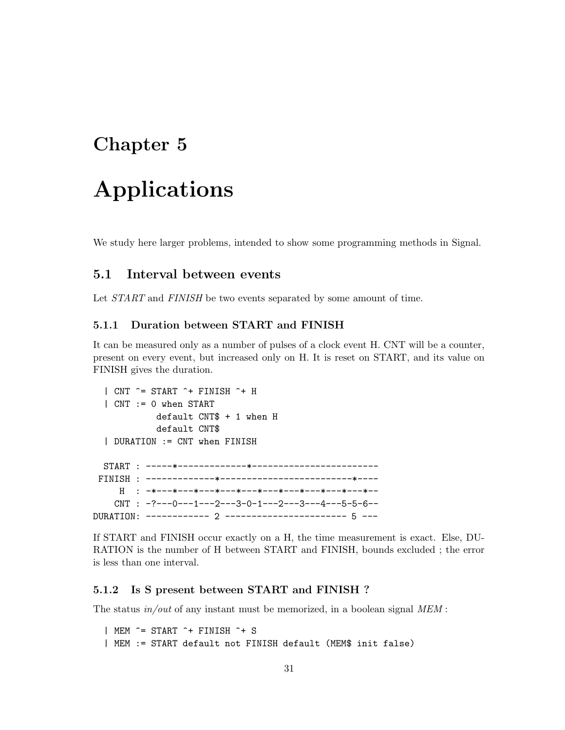# Chapter 5

# Applications

We study here larger problems, intended to show some programming methods in Signal.

## 5.1 Interval between events

Let *START* and *FINISH* be two events separated by some amount of time.

### 5.1.1 Duration between START and FINISH

It can be measured only as a number of pulses of a clock event H. CNT will be a counter, present on every event, but increased only on H. It is reset on START, and its value on FINISH gives the duration.

```
  | CNT ^= START ^+ FINISH ^+ H
  | CNT := 0 when START
            default CNT$ + 1 when H
            default CNT$
  | DURATION := CNT when FINISH

  START : -----*-------------*-----------------------
 FINISH : -------------*-------------------------*----
     H  : -*---*---*---*---*---*---*---*---*---*---*--
    CNT : -?---0---1---2---3-0-1---2---3---4---5-5-6--
DURATION: ------------ 2 ---------------------- 5 ---
```

If START and FINISH occur exactly on a H, the time measurement is exact. Else, DURATION is the number of H between START and FINISH, bounds excluded ; the error is less than one interval.

### 5.1.2 Is S present between START and FINISH ?

The status *in/out* of any instant must be memorized, in a boolean signal *MEM* :

```
  | MEM ^= START ^+ FINISH ^+ S
  | MEM := START default not FINISH default (MEM$ init false)
```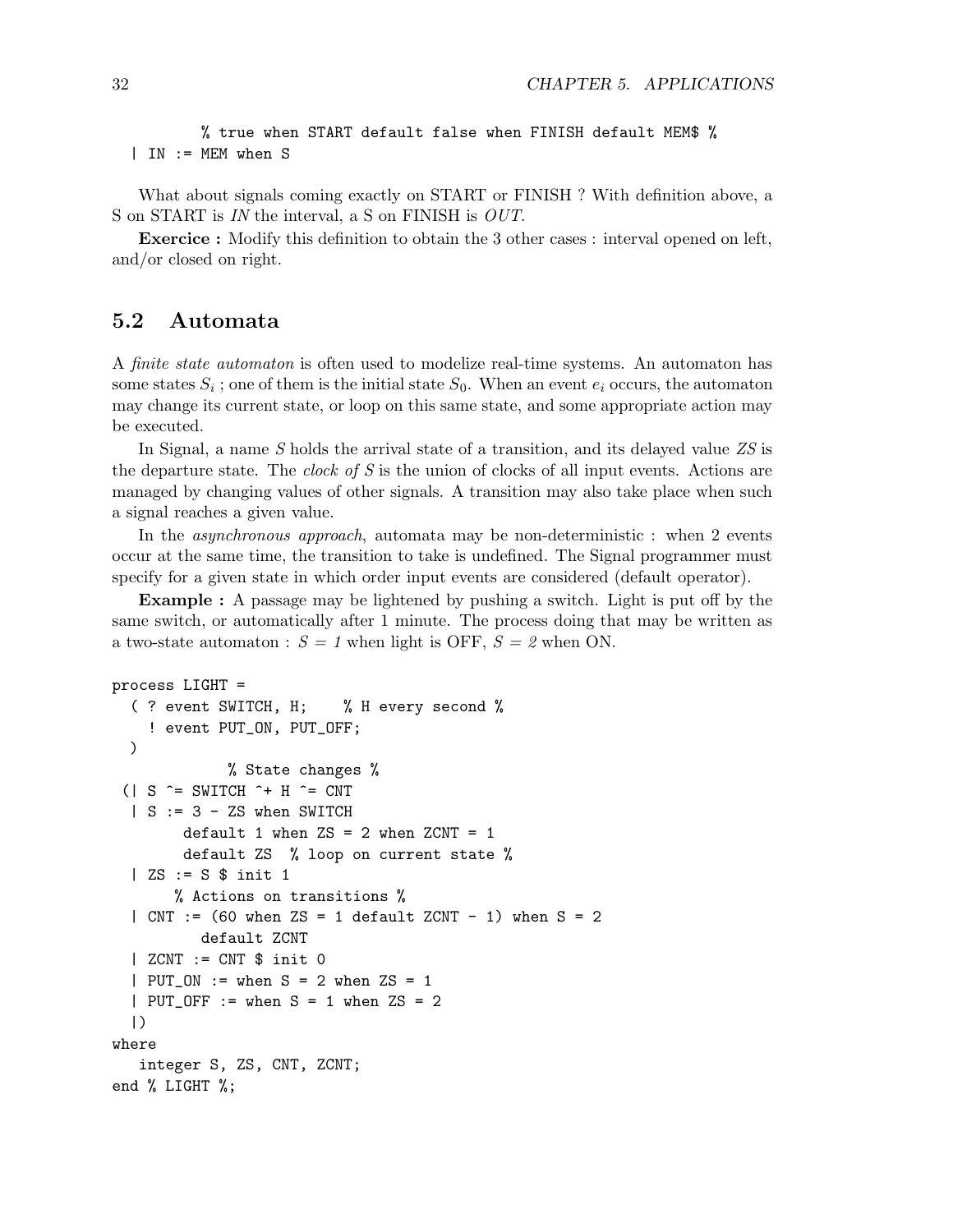```
        % true when START default false when FINISH default MEM$ %
  | IN := MEM when S
```

What about signals coming exactly on START or FINISH ? With definition above, a S on START is *IN* the interval, a S on FINISH is *OUT*.

**Exercice :** Modify this definition to obtain the 3 other cases : interval opened on left, and/or closed on right.

## 5.2 Automata

A *finite state automaton* is often used to modelize real-time systems. An automaton has some states $S_i$ ; one of them is the initial state $S_0$. When an event $e_i$ occurs, the automaton may change its current state, or loop on this same state, and some appropriate action may be executed.

In Signal, a name *S* holds the arrival state of a transition, and its delayed value *ZS* is the departure state. The *clock of S* is the union of clocks of all input events. Actions are managed by changing values of other signals. A transition may also take place when such a signal reaches a given value.

In the *asynchronous approach*, automata may be non-deterministic : when 2 events occur at the same time, the transition to take is undefined. The Signal programmer must specify for a given state in which order input events are considered (default operator).

**Example :** A passage may be lightened by pushing a switch. Light is put off by the same switch, or automatically after 1 minute. The process doing that may be written as a two-state automaton : *S = 1* when light is OFF, *S = 2* when ON.

```
process LIGHT =
  ( ? event SWITCH, H;    % H every second %
    ! event PUT_ON, PUT_OFF;
  )
             % State changes %
 (| S ^= SWITCH ^+ H ^= CNT
  | S := 3 - ZS when SWITCH
       default 1 when ZS = 2 when ZCNT = 1
       default ZS  % loop on current state %
  | ZS := S $ init 1
      % Actions on transitions %
  | CNT := (60 when ZS = 1 default ZCNT - 1) when S = 2
         default ZCNT
  | ZCNT := CNT $ init 0
  | PUT_ON := when S = 2 when ZS = 1
  | PUT_OFF := when S = 1 when ZS = 2
  |)
where
   integer S, ZS, CNT, ZCNT;
end % LIGHT %;
```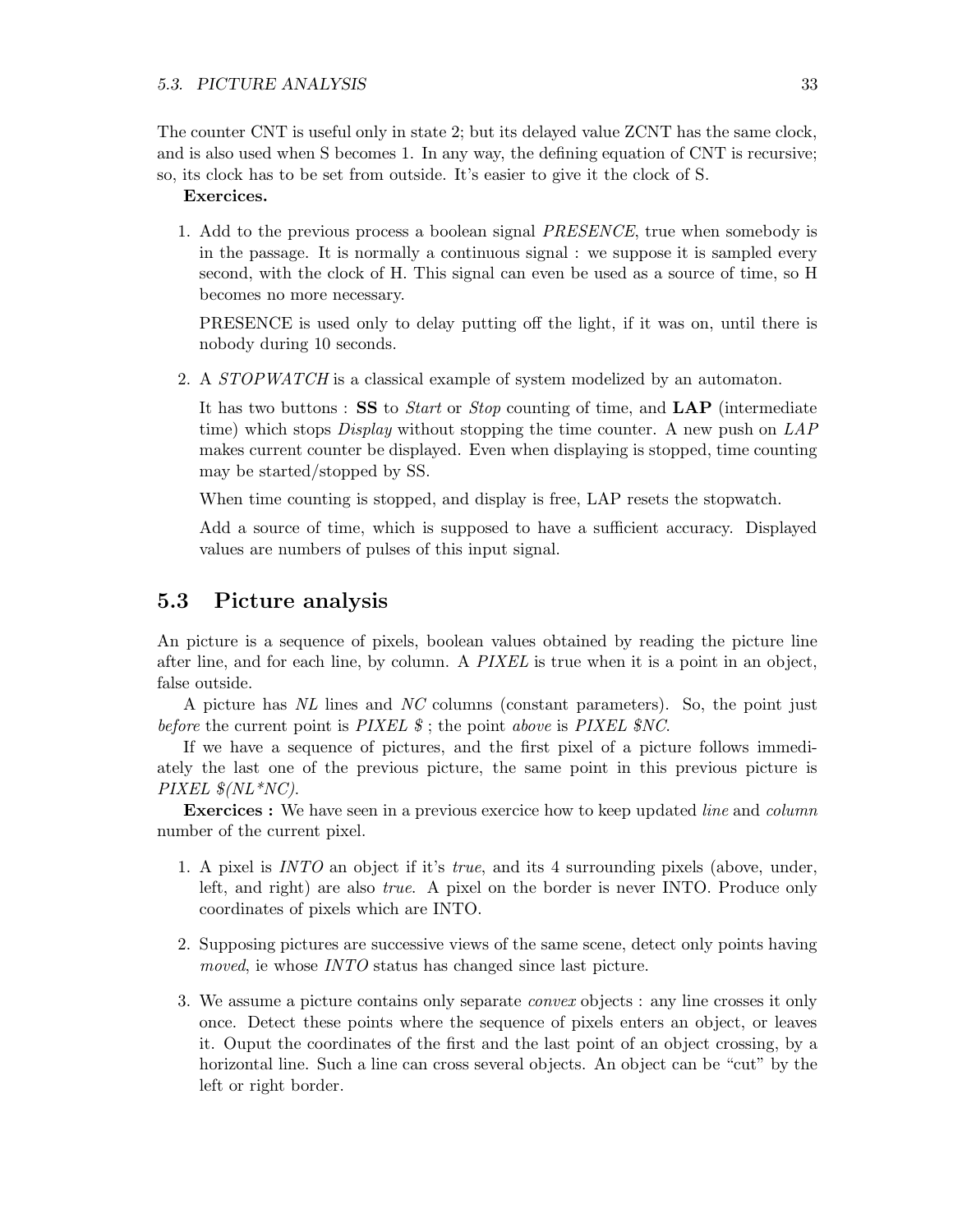The counter CNT is useful only in state 2; but its delayed value ZCNT has the same clock, and is also used when S becomes 1. In any way, the defining equation of CNT is recursive; so, its clock has to be set from outside. It's easier to give it the clock of S.

**Exercices.**

1. Add to the previous process a boolean signal *PRESENCE*, true when somebody is in the passage. It is normally a continuous signal : we suppose it is sampled every second, with the clock of H. This signal can even be used as a source of time, so H becomes no more necessary.

   PRESENCE is used only to delay putting off the light, if it was on, until there is nobody during 10 seconds.

2. A *STOPWATCH* is a classical example of system modelized by an automaton.

   It has two buttons : **SS** to *Start* or *Stop* counting of time, and **LAP** (intermediate time) which stops *Display* without stopping the time counter. A new push on *LAP* makes current counter be displayed. Even when displaying is stopped, time counting may be started/stopped by SS.

   When time counting is stopped, and display is free, LAP resets the stopwatch.

   Add a source of time, which is supposed to have a sufficient accuracy. Displayed values are numbers of pulses of this input signal.

## 5.3 Picture analysis

An picture is a sequence of pixels, boolean values obtained by reading the picture line after line, and for each line, by column. A *PIXEL* is true when it is a point in an object, false outside.

A picture has *NL* lines and *NC* columns (constant parameters). So, the point just *before* the current point is *PIXEL $* ; the point *above* is *PIXEL $NC*.

If we have a sequence of pictures, and the first pixel of a picture follows immediately the last one of the previous picture, the same point in this previous picture is *PIXEL $(NL*NC)*.

**Exercices :** We have seen in a previous exercice how to keep updated *line* and *column* number of the current pixel.

1. A pixel is *INTO* an object if it's *true*, and its 4 surrounding pixels (above, under, left, and right) are also *true*. A pixel on the border is never INTO. Produce only coordinates of pixels which are INTO.

2. Supposing pictures are successive views of the same scene, detect only points having *moved*, ie whose *INTO* status has changed since last picture.

3. We assume a picture contains only separate *convex* objects : any line crosses it only once. Detect these points where the sequence of pixels enters an object, or leaves it. Ouput the coordinates of the first and the last point of an object crossing, by a horizontal line. Such a line can cross several objects. An object can be "cut" by the left or right border.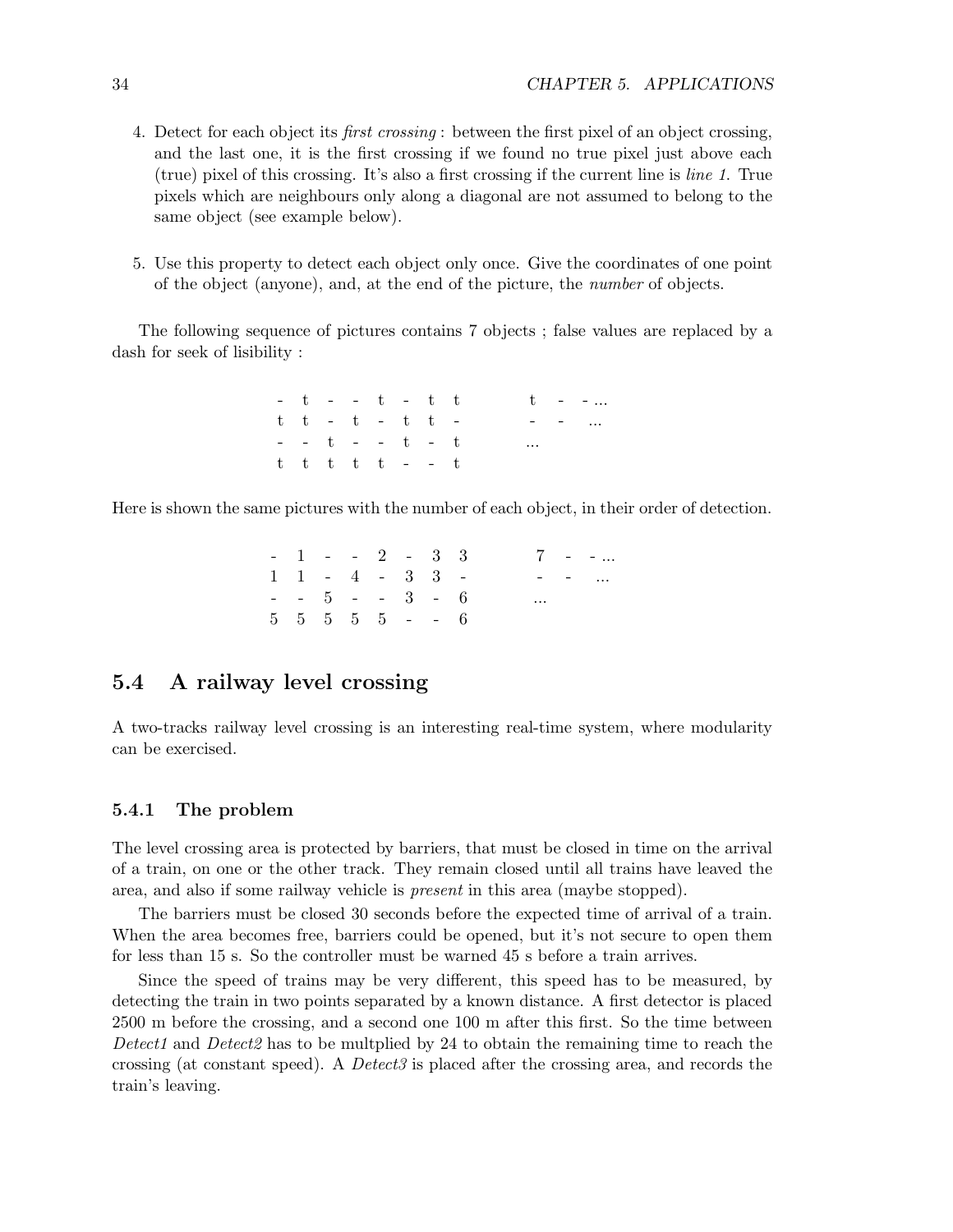4. Detect for each object its *first crossing* : between the first pixel of an object crossing, and the last one, it is the first crossing if we found no true pixel just above each (true) pixel of this crossing. It's also a first crossing if the current line is *line 1*. True pixels which are neighbours only along a diagonal are not assumed to belong to the same object (see example below).

5. Use this property to detect each object only once. Give the coordinates of one point of the object (anyone), and, at the end of the picture, the *number* of objects.

The following sequence of pictures contains 7 objects ; false values are replaced by a dash for seek of lisibility :

```
- t - - t - t t        t - - ...
t t - t - t t -        - -   ...
- - t - - t - t        ...
t t t t t - - t
```

Here is shown the same pictures with the number of each object, in their order of detection.

```
- 1 - - 2 - 3 3        7 - - ...
1 1 - 4 - 3 3 -        - -   ...
- - 5 - - 3 - 6        ...
5 5 5 5 5 - - 6
```

## 5.4 A railway level crossing

A two-tracks railway level crossing is an interesting real-time system, where modularity can be exercised.

### 5.4.1 The problem

The level crossing area is protected by barriers, that must be closed in time on the arrival of a train, on one or the other track. They remain closed until all trains have leaved the area, and also if some railway vehicle is *present* in this area (maybe stopped).

The barriers must be closed 30 seconds before the expected time of arrival of a train. When the area becomes free, barriers could be opened, but it's not secure to open them for less than 15 s. So the controller must be warned 45 s before a train arrives.

Since the speed of trains may be very different, this speed has to be measured, by detecting the train in two points separated by a known distance. A first detector is placed 2500 m before the crossing, and a second one 100 m after this first. So the time between *Detect1* and *Detect2* has to be multplied by 24 to obtain the remaining time to reach the crossing (at constant speed). A *Detect3* is placed after the crossing area, and records the train's leaving.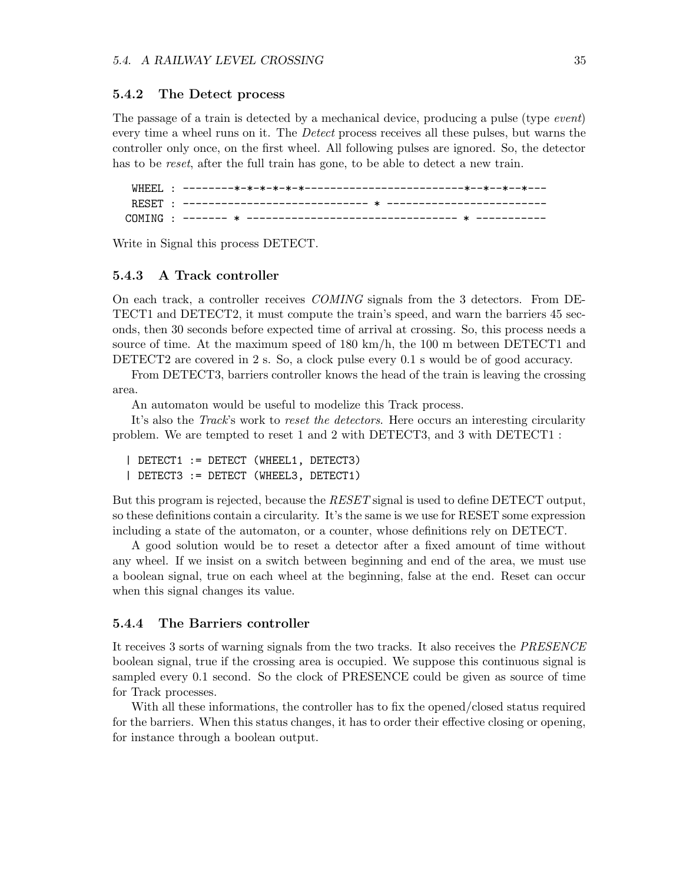### 5.4.2 The Detect process

The passage of a train is detected by a mechanical device, producing a pulse (type *event*) every time a wheel runs on it. The *Detect* process receives all these pulses, but warns the controller only once, on the first wheel. All following pulses are ignored. So, the detector has to be *reset*, after the full train has gone, to be able to detect a new train.

```
 WHEEL : --------*-*-*-*-*-*-------------------------*--*--*--*---
 RESET : ---------------------------- * ------------------------
COMING : ------- * -------------------------------- * -----------
```

Write in Signal this process DETECT.

### 5.4.3 A Track controller

On each track, a controller receives *COMING* signals from the 3 detectors. From DETECT1 and DETECT2, it must compute the train's speed, and warn the barriers 45 seconds, then 30 seconds before expected time of arrival at crossing. So, this process needs a source of time. At the maximum speed of 180 km/h, the 100 m between DETECT1 and DETECT2 are covered in 2 s. So, a clock pulse every 0.1 s would be of good accuracy.

From DETECT3, barriers controller knows the head of the train is leaving the crossing area.

An automaton would be useful to modelize this Track process.

It's also the *Track*'s work to *reset the detectors*. Here occurs an interesting circularity problem. We are tempted to reset 1 and 2 with DETECT3, and 3 with DETECT1 :

```
| DETECT1 := DETECT (WHEEL1, DETECT3)
| DETECT3 := DETECT (WHEEL3, DETECT1)
```

But this program is rejected, because the *RESET* signal is used to define DETECT output, so these definitions contain a circularity. It's the same is we use for RESET some expression including a state of the automaton, or a counter, whose definitions rely on DETECT.

A good solution would be to reset a detector after a fixed amount of time without any wheel. If we insist on a switch between beginning and end of the area, we must use a boolean signal, true on each wheel at the beginning, false at the end. Reset can occur when this signal changes its value.

### 5.4.4 The Barriers controller

It receives 3 sorts of warning signals from the two tracks. It also receives the *PRESENCE* boolean signal, true if the crossing area is occupied. We suppose this continuous signal is sampled every 0.1 second. So the clock of PRESENCE could be given as source of time for Track processes.

With all these informations, the controller has to fix the opened/closed status required for the barriers. When this status changes, it has to order their effective closing or opening, for instance through a boolean output.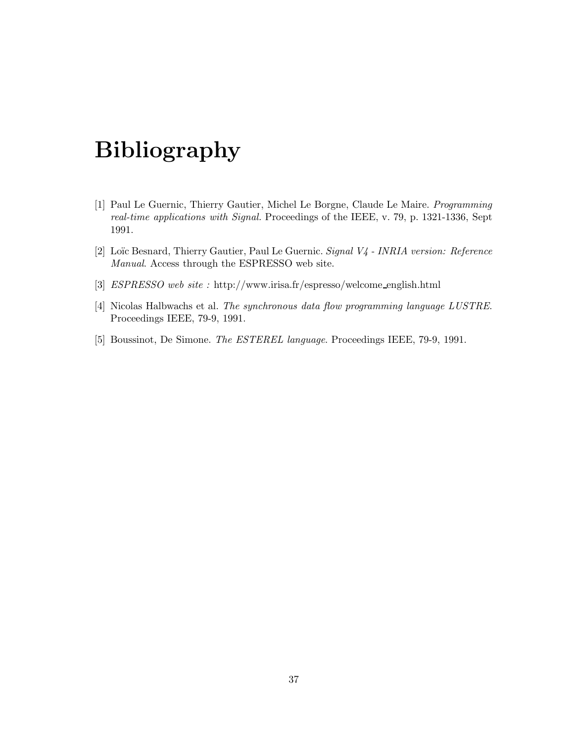# Bibliography

[1] Paul Le Guernic, Thierry Gautier, Michel Le Borgne, Claude Le Maire. *Programming real-time applications with Signal.* Proceedings of the IEEE, v. 79, p. 1321-1336, Sept 1991.

[2] Loïc Besnard, Thierry Gautier, Paul Le Guernic. *Signal V4 - INRIA version: Reference Manual*. Access through the ESPRESSO web site.

[3] *ESPRESSO web site :* http://www.irisa.fr/espresso/welcome_english.html

[4] Nicolas Halbwachs et al. *The synchronous data flow programming language LUSTRE*. Proceedings IEEE, 79-9, 1991.

[5] Boussinot, De Simone. *The ESTEREL language.* Proceedings IEEE, 79-9, 1991.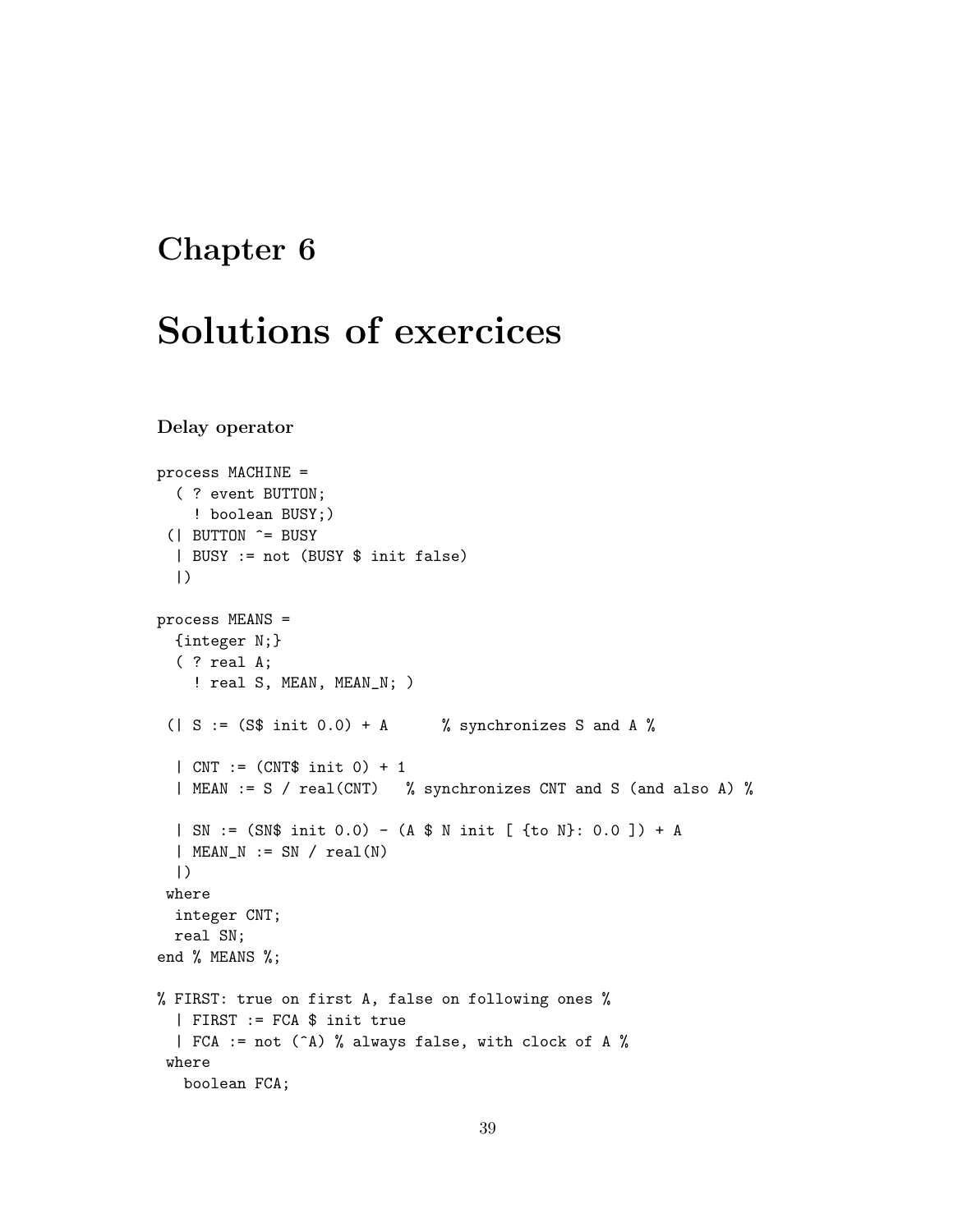# Chapter 6

# Solutions of exercices

### Delay operator

```
process MACHINE =
  ( ? event BUTTON;
    ! boolean BUSY;)
 (| BUTTON ^= BUSY
  | BUSY := not (BUSY $ init false)
  |)

process MEANS =
  {integer N;}
  ( ? real A;
    ! real S, MEAN, MEAN_N; )

 (| S := (S$ init 0.0) + A      % synchronizes S and A %

  | CNT := (CNT$ init 0) + 1
  | MEAN := S / real(CNT)   % synchronizes CNT and S (and also A) %

  | SN := (SN$ init 0.0) - (A $ N init [ {to N}: 0.0 ]) + A
  | MEAN_N := SN / real(N)
  |)
 where
  integer CNT;
  real SN;
end % MEANS %;

% FIRST: true on first A, false on following ones %
  | FIRST := FCA $ init true
  | FCA := not (^A) % always false, with clock of A %
 where
   boolean FCA;
```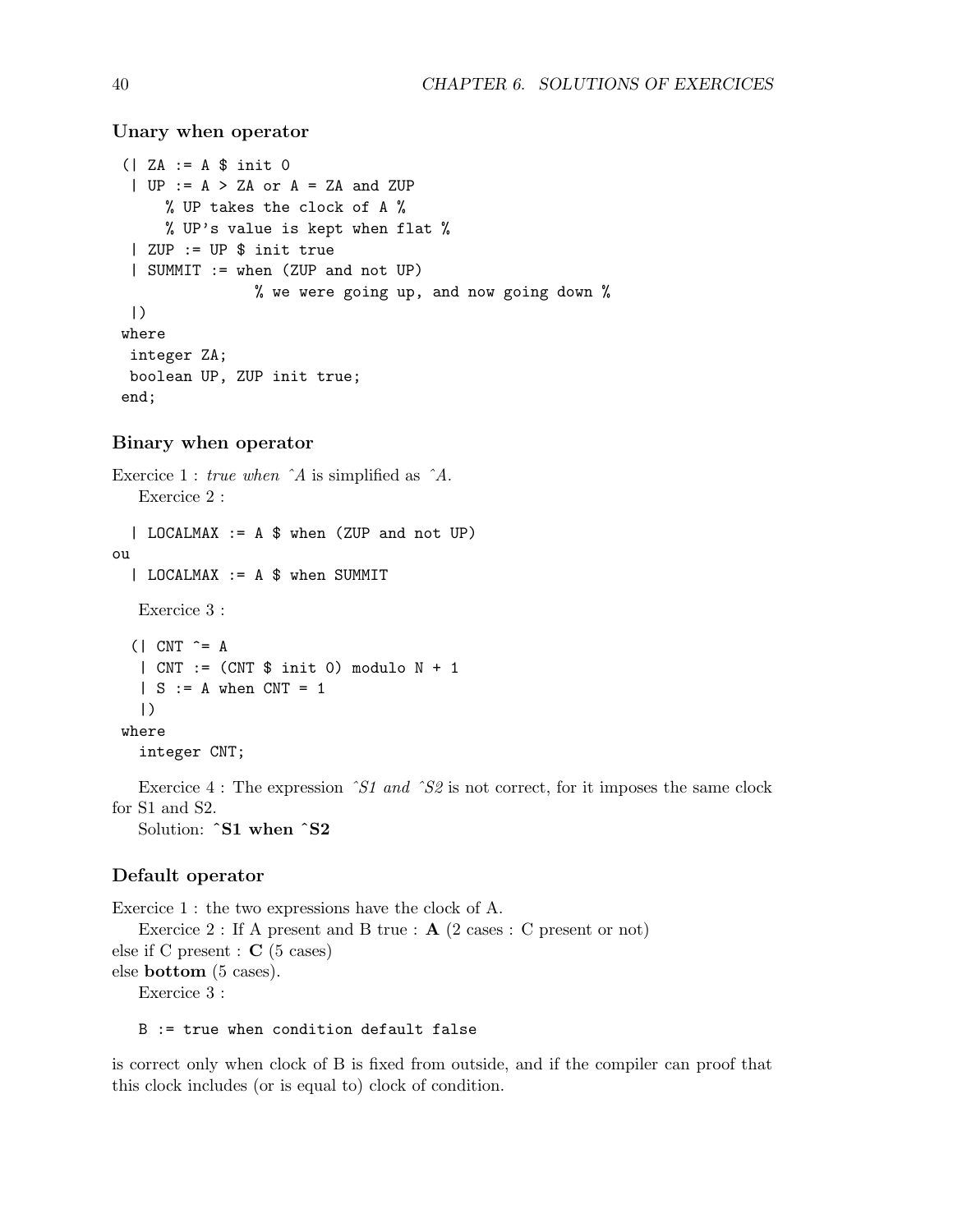### Unary when operator

```
 (| ZA := A $ init 0
  | UP := A > ZA or A = ZA and ZUP
      % UP takes the clock of A %
      % UP's value is kept when flat %
  | ZUP := UP $ init true
  | SUMMIT := when (ZUP and not UP)
                % we were going up, and now going down %
  |)
 where
  integer ZA;
  boolean UP, ZUP init true;
 end;
```

### Binary when operator

Exercice 1 : *true when ˆA* is simplified as *ˆA*.

Exercice 2 :

```
  | LOCALMAX := A $ when (ZUP and not UP)
```

ou

```
  | LOCALMAX := A $ when SUMMIT
```

Exercice 3 :

```
  (| CNT ^= A
   | CNT := (CNT $ init 0) modulo N + 1
   | S := A when CNT = 1
   |)
 where
   integer CNT;
```

Exercice 4 : The expression *ˆS1 and ˆS2* is not correct, for it imposes the same clock for S1 and S2.

Solution: **ˆS1 when ˆS2**

### Default operator

Exercice 1 : the two expressions have the clock of A.

Exercice 2 : If A present and B true : **A** (2 cases : C present or not)
else if C present : **C** (5 cases)
else **bottom** (5 cases).

Exercice 3 :

```
   B := true when condition default false
```

is correct only when clock of B is fixed from outside, and if the compiler can proof that this clock includes (or is equal to) clock of condition.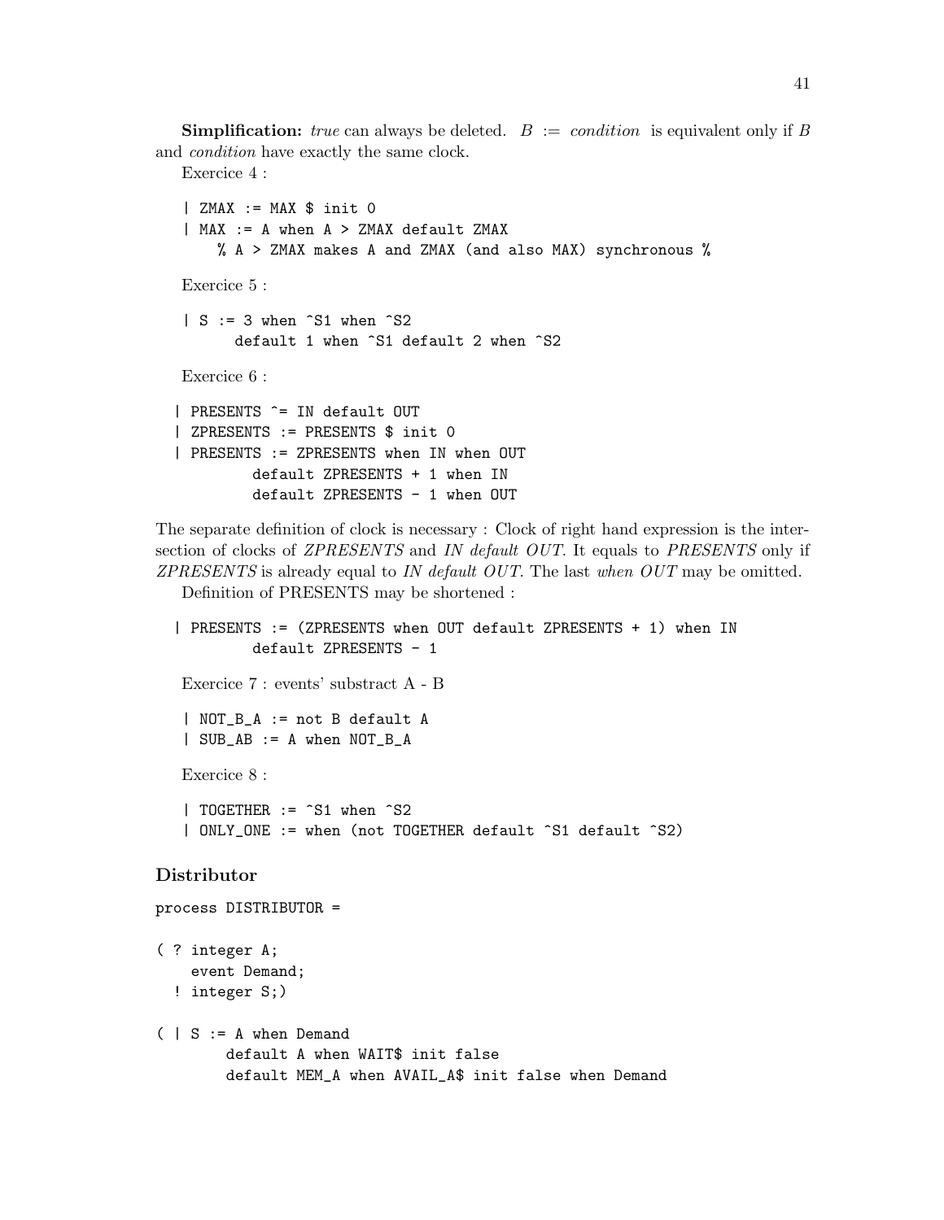**Simplification:** *true* can always be deleted. $B$ := *condition* is equivalent only if $B$ and *condition* have exactly the same clock.

Exercice 4 :

```
| ZMAX := MAX $ init 0
| MAX := A when A > ZMAX default ZMAX
   % A > ZMAX makes A and ZMAX (and also MAX) synchronous %
```

Exercice 5 :

```
| S := 3 when ^S1 when ^S2
     default 1 when ^S1 default 2 when ^S2
```

Exercice 6 :

```
| PRESENTS ^= IN default OUT
| ZPRESENTS := PRESENTS $ init 0
| PRESENTS := ZPRESENTS when IN when OUT
        default ZPRESENTS + 1 when IN
        default ZPRESENTS - 1 when OUT
```

The separate definition of clock is necessary : Clock of right hand expression is the intersection of clocks of *ZPRESENTS* and *IN default OUT*. It equals to *PRESENTS* only if *ZPRESENTS* is already equal to *IN default OUT*. The last *when OUT* may be omitted.

Definition of PRESENTS may be shortened :

```
| PRESENTS := (ZPRESENTS when OUT default ZPRESENTS + 1) when IN
        default ZPRESENTS - 1
```

Exercice 7 : events' substract A - B

```
| NOT_B_A := not B default A
| SUB_AB := A when NOT_B_A
```

Exercice 8 :

```
| TOGETHER := ^S1 when ^S2
| ONLY_ONE := when (not TOGETHER default ^S1 default ^S2)
```

### Distributor

```
process DISTRIBUTOR =

( ? integer A;
    event Demand;
  ! integer S;)

( | S := A when Demand
       default A when WAIT$ init false
       default MEM_A when AVAIL_A$ init false when Demand
```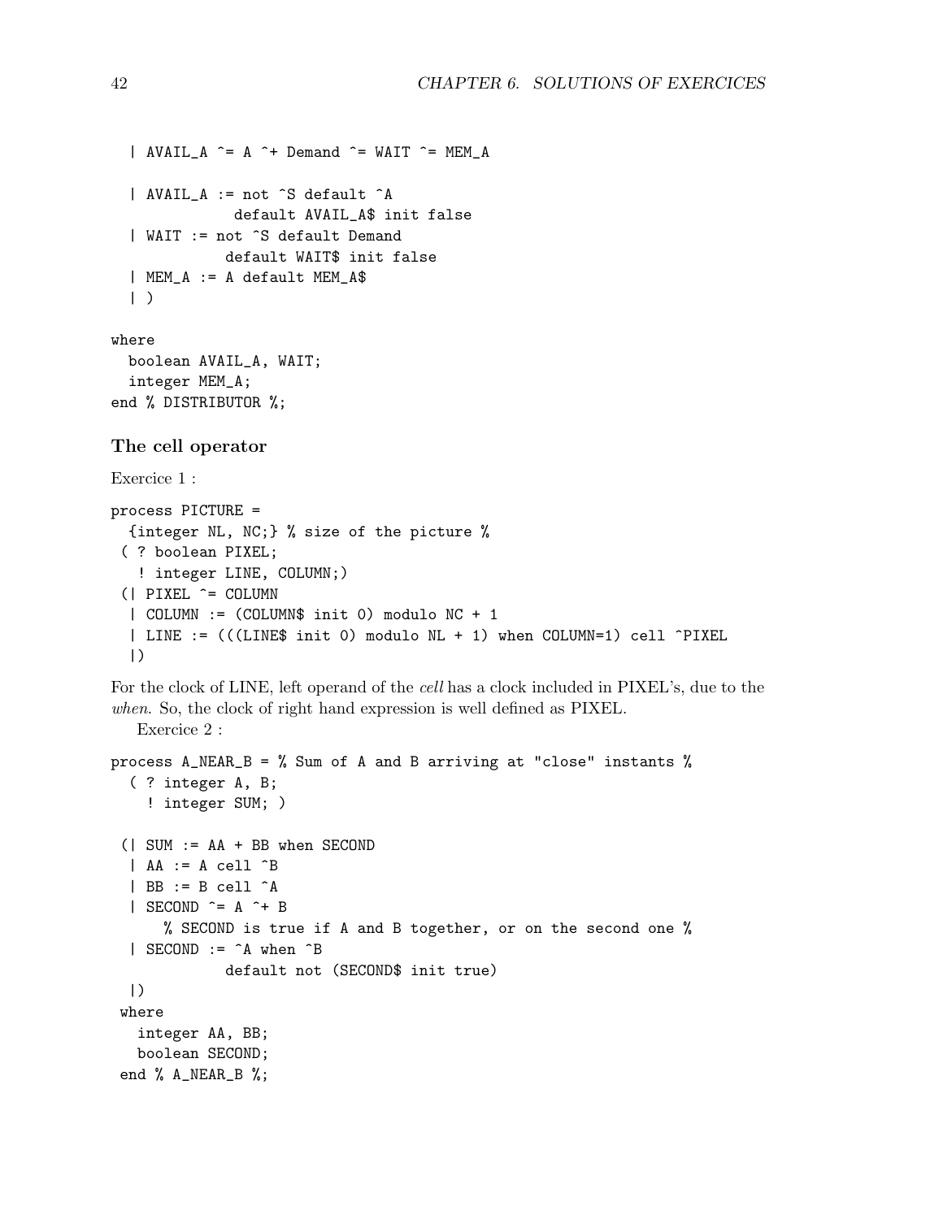```
  | AVAIL_A ^= A ^+ Demand ^= WAIT ^= MEM_A

  | AVAIL_A := not ^S default ^A
              default AVAIL_A$ init false
  | WAIT := not ^S default Demand
             default WAIT$ init false
  | MEM_A := A default MEM_A$
  | )

where
  boolean AVAIL_A, WAIT;
  integer MEM_A;
end % DISTRIBUTOR %;
```

### The cell operator

Exercice 1 :

```
process PICTURE =
  {integer NL, NC;} % size of the picture %
 ( ? boolean PIXEL;
   ! integer LINE, COLUMN;)
 (| PIXEL ^= COLUMN
  | COLUMN := (COLUMN$ init 0) modulo NC + 1
  | LINE := (((LINE$ init 0) modulo NL + 1) when COLUMN=1) cell ^PIXEL
  |)
```

For the clock of LINE, left operand of the *cell* has a clock included in PIXEL's, due to the *when*. So, the clock of right hand expression is well defined as PIXEL.

Exercice 2 :

```
process A_NEAR_B = % Sum of A and B arriving at "close" instants %
  ( ? integer A, B;
    ! integer SUM; )

 (| SUM := AA + BB when SECOND
  | AA := A cell ^B
  | BB := B cell ^A
  | SECOND ^= A ^+ B
      % SECOND is true if A and B together, or on the second one %
  | SECOND := ^A when ^B
             default not (SECOND$ init true)
  |)
 where
   integer AA, BB;
   boolean SECOND;
 end % A_NEAR_B %;
```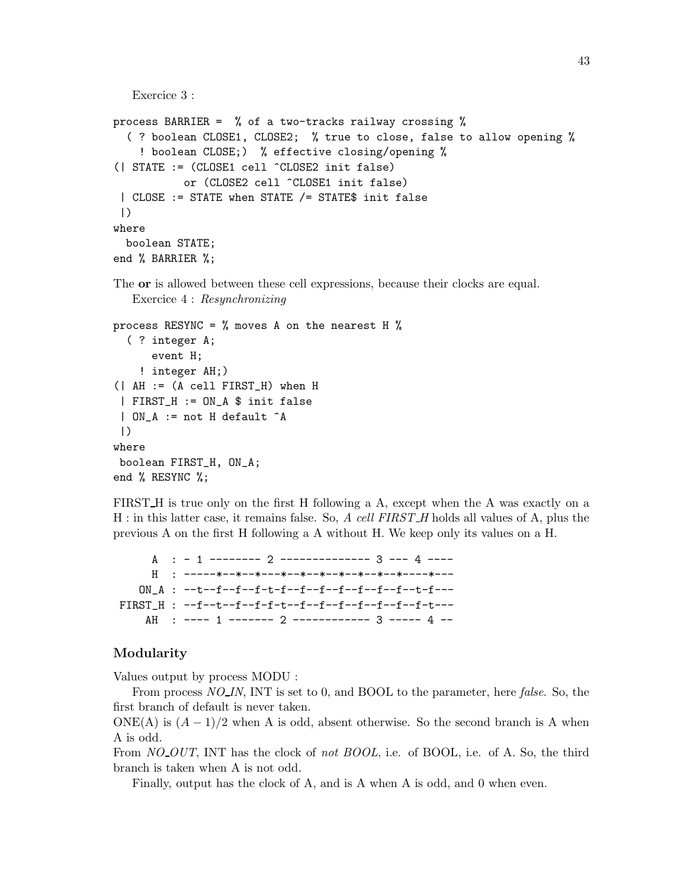Exercice 3 :

```
process BARRIER =  % of a two-tracks railway crossing %
  ( ? boolean CLOSE1, CLOSE2;  % true to close, false to allow opening %
    ! boolean CLOSE;)  % effective closing/opening %
(| STATE := (CLOSE1 cell ^CLOSE2 init false)
           or (CLOSE2 cell ^CLOSE1 init false)
 | CLOSE := STATE when STATE /= STATE$ init false
 |)
where
  boolean STATE;
end % BARRIER %;
```

The **or** is allowed between these cell expressions, because their clocks are equal.

Exercice 4 : *Resynchronizing*

```
process RESYNC = % moves A on the nearest H %
  ( ? integer A;
      event H;
    ! integer AH;)
(| AH := (A cell FIRST_H) when H
 | FIRST_H := ON_A $ init false
 | ON_A := not H default ^A
 |)
where
 boolean FIRST_H, ON_A;
end % RESYNC %;
```

FIRST_H is true only on the first H following a A, except when the A was exactly on a H : in this latter case, it remains false. So, *A cell FIRST_H* holds all values of A, plus the previous A on the first H following a A without H. We keep only its values on a H.

```
      A   : - 1 -------- 2 ------------- 3 --- 4 ----
      H   : -----*--*--*---*--*--*--*--*--*--*----*---
    ON_A  : --t--f--f--f-t-f--f--f--f--f--f--f--t-f---
 FIRST_H  : --f--t--f--f-f-t--f--f--f--f--f--f--f-t---
     AH   : ---- 1 ------- 2 ------------ 3 ----- 4 --
```

## Modularity

Values output by process MODU :

From process *NO_IN*, INT is set to 0, and BOOL to the parameter, here *false*. So, the first branch of default is never taken.

ONE(A) is $(A-1)/2$ when A is odd, absent otherwise. So the second branch is A when A is odd.

From *NO_OUT*, INT has the clock of *not BOOL*, i.e. of BOOL, i.e. of A. So, the third branch is taken when A is not odd.

Finally, output has the clock of A, and is A when A is odd, and 0 when even.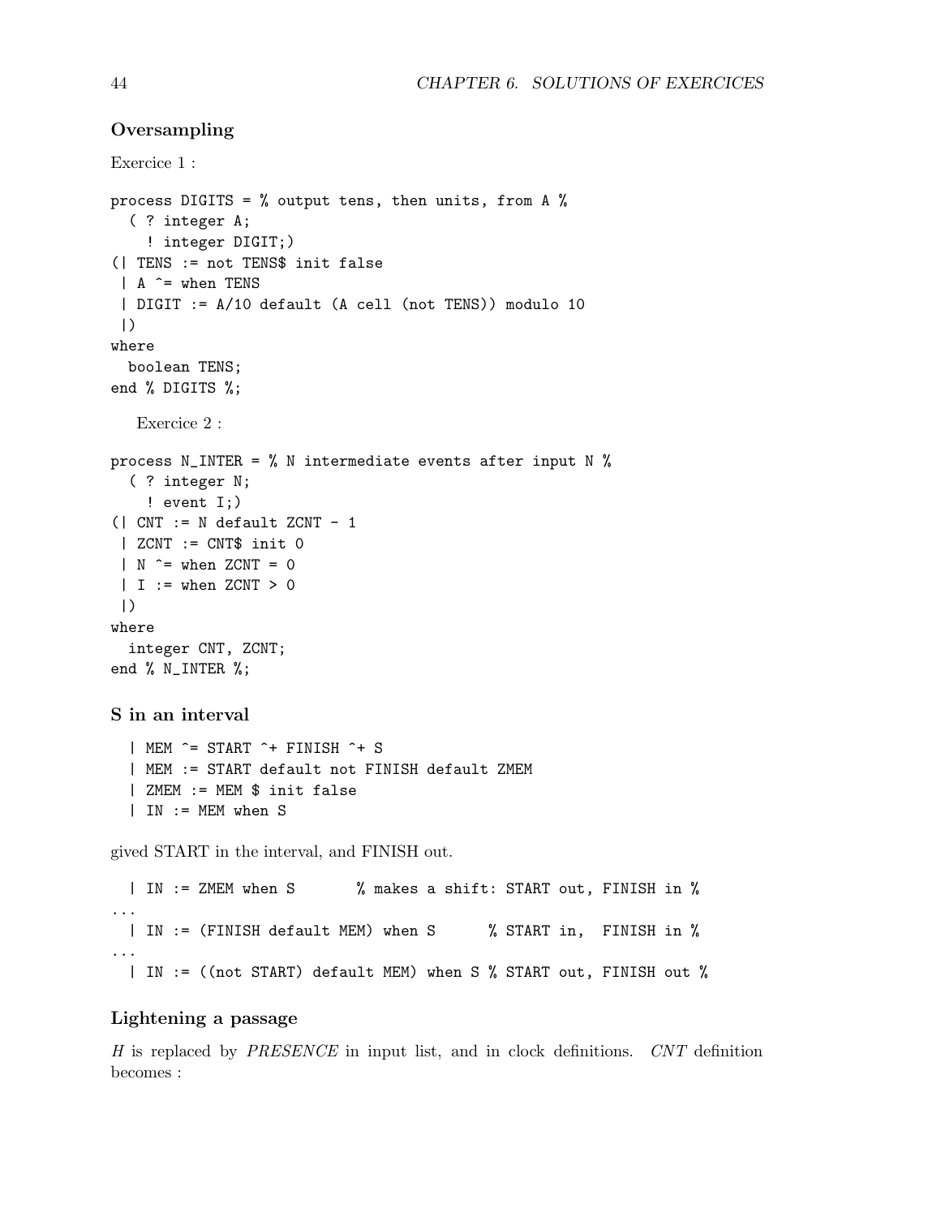### Oversampling

Exercice 1 :

```
process DIGITS = % output tens, then units, from A %
  ( ? integer A;
    ! integer DIGIT;)
(| TENS := not TENS$ init false
 | A ^= when TENS
 | DIGIT := A/10 default (A cell (not TENS)) modulo 10
 |)
where
  boolean TENS;
end % DIGITS %;
```

Exercice 2 :

```
process N_INTER = % N intermediate events after input N %
  ( ? integer N;
    ! event I;)
(| CNT := N default ZCNT - 1
 | ZCNT := CNT$ init 0
 | N ^= when ZCNT = 0
 | I := when ZCNT > 0
 |)
where
  integer CNT, ZCNT;
end % N_INTER %;
```

### S in an interval

```
  | MEM ^= START ^+ FINISH ^+ S
  | MEM := START default not FINISH default ZMEM
  | ZMEM := MEM $ init false
  | IN := MEM when S
```

gived START in the interval, and FINISH out.

```
  | IN := ZMEM when S       % makes a shift: START out, FINISH in %
...
  | IN := (FINISH default MEM) when S      % START in,  FINISH in %
...
  | IN := ((not START) default MEM) when S % START out, FINISH out %
```

### Lightening a passage

*H* is replaced by *PRESENCE* in input list, and in clock definitions. *CNT* definition becomes :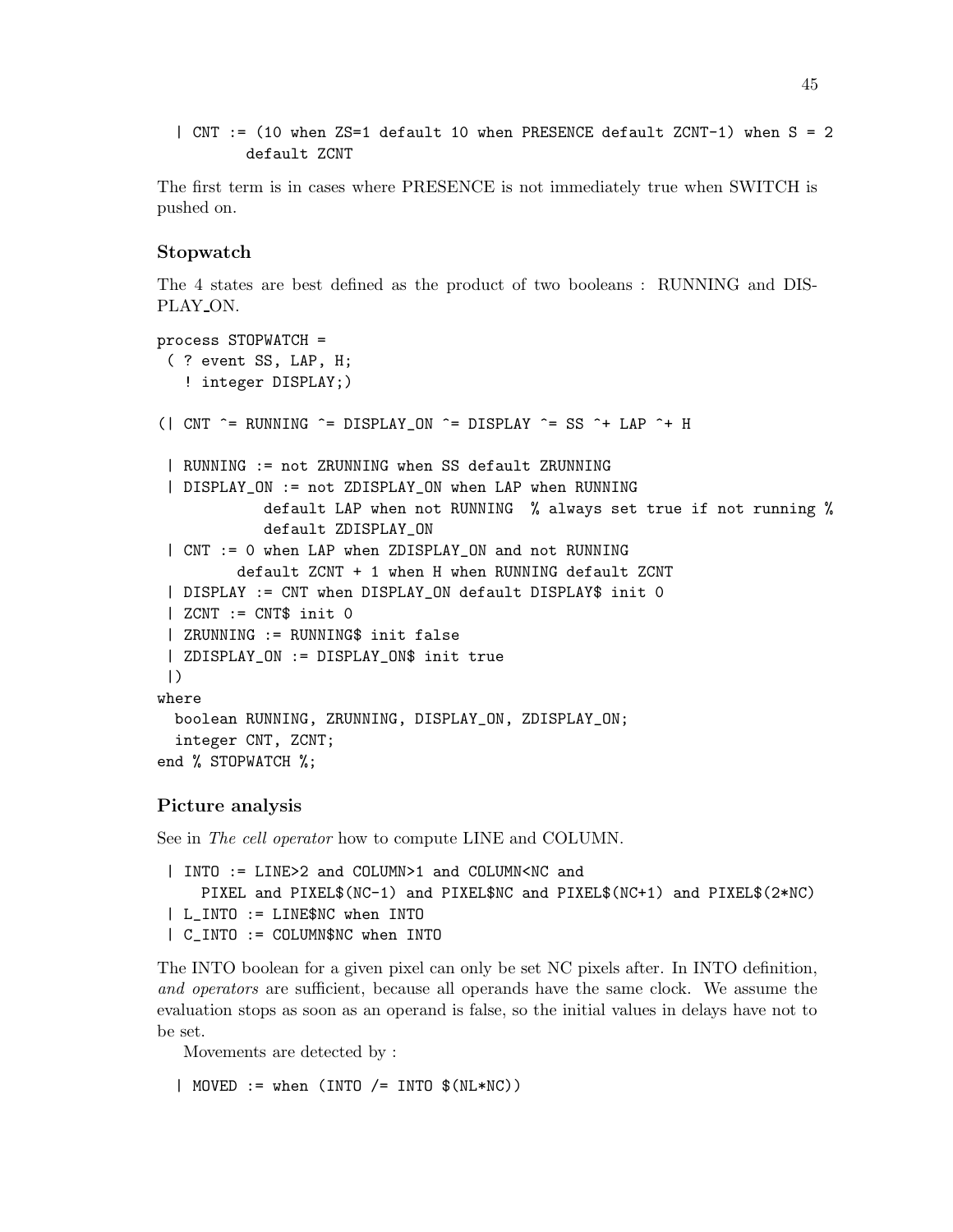```
 | CNT := (10 when ZS=1 default 10 when PRESENCE default ZCNT-1) when S = 2
        default ZCNT
```

The first term is in cases where PRESENCE is not immediately true when SWITCH is pushed on.

### Stopwatch

The 4 states are best defined as the product of two booleans : RUNNING and DISPLAY_ON.

```
process STOPWATCH =
 ( ? event SS, LAP, H;
   ! integer DISPLAY;)

(| CNT ^= RUNNING ^= DISPLAY_ON ^= DISPLAY ^= SS ^+ LAP ^+ H

 | RUNNING := not ZRUNNING when SS default ZRUNNING
 | DISPLAY_ON := not ZDISPLAY_ON when LAP when RUNNING
            default LAP when not RUNNING  % always set true if not running %
            default ZDISPLAY_ON
 | CNT := 0 when LAP when ZDISPLAY_ON and not RUNNING
         default ZCNT + 1 when H when RUNNING default ZCNT
 | DISPLAY := CNT when DISPLAY_ON default DISPLAY$ init 0
 | ZCNT := CNT$ init 0
 | ZRUNNING := RUNNING$ init false
 | ZDISPLAY_ON := DISPLAY_ON$ init true
 |)
where
  boolean RUNNING, ZRUNNING, DISPLAY_ON, ZDISPLAY_ON;
  integer CNT, ZCNT;
end % STOPWATCH %;
```

### Picture analysis

See in *The cell operator* how to compute LINE and COLUMN.

```
 | INTO := LINE>2 and COLUMN>1 and COLUMN<NC and
     PIXEL and PIXEL$(NC-1) and PIXEL$NC and PIXEL$(NC+1) and PIXEL$(2*NC)
 | L_INTO := LINE$NC when INTO
 | C_INTO := COLUMN$NC when INTO
```

The INTO boolean for a given pixel can only be set NC pixels after. In INTO definition, *and operators* are sufficient, because all operands have the same clock. We assume the evaluation stops as soon as an operand is false, so the initial values in delays have not to be set.

Movements are detected by :

```
 | MOVED := when (INTO /= INTO $(NL*NC))
```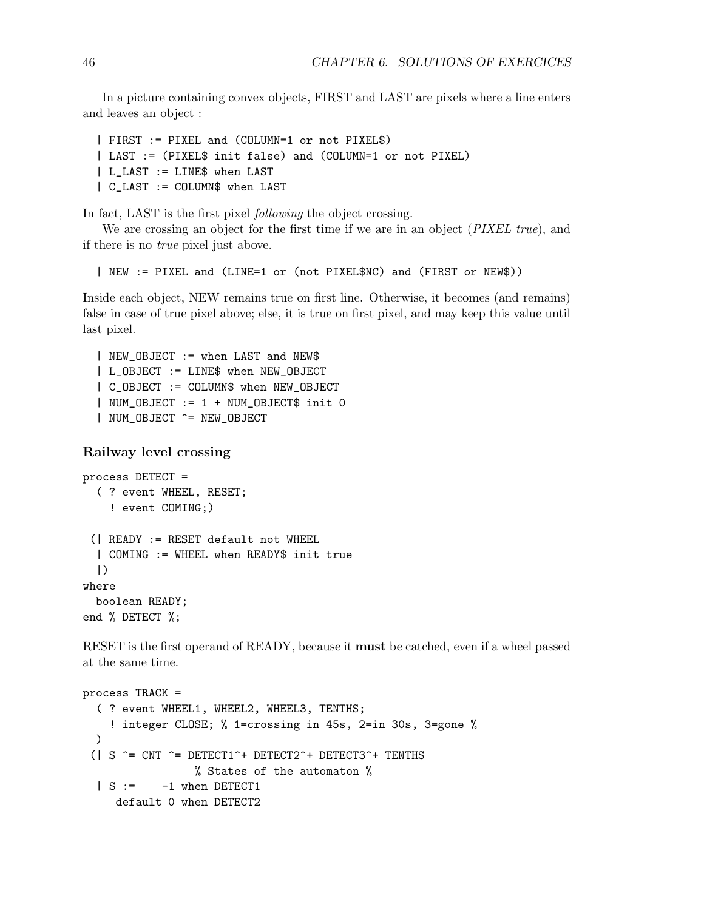In a picture containing convex objects, FIRST and LAST are pixels where a line enters and leaves an object :

```
| FIRST := PIXEL and (COLUMN=1 or not PIXEL$)
| LAST := (PIXEL$ init false) and (COLUMN=1 or not PIXEL)
| L_LAST := LINE$ when LAST
| C_LAST := COLUMN$ when LAST
```

In fact, LAST is the first pixel *following* the object crossing.

We are crossing an object for the first time if we are in an object (*PIXEL true*), and if there is no *true* pixel just above.

```
| NEW := PIXEL and (LINE=1 or (not PIXEL$NC) and (FIRST or NEW$))
```

Inside each object, NEW remains true on first line. Otherwise, it becomes (and remains) false in case of true pixel above; else, it is true on first pixel, and may keep this value until last pixel.

```
| NEW_OBJECT := when LAST and NEW$
| L_OBJECT := LINE$ when NEW_OBJECT
| C_OBJECT := COLUMN$ when NEW_OBJECT
| NUM_OBJECT := 1 + NUM_OBJECT$ init 0
| NUM_OBJECT ^= NEW_OBJECT
```

### Railway level crossing

```
process DETECT =
  ( ? event WHEEL, RESET;
    ! event COMING;)

 (| READY := RESET default not WHEEL
  | COMING := WHEEL when READY$ init true
  |)
where
  boolean READY;
end % DETECT %;
```

RESET is the first operand of READY, because it **must** be catched, even if a wheel passed at the same time.

```
process TRACK =
  ( ? event WHEEL1, WHEEL2, WHEEL3, TENTHS;
    ! integer CLOSE; % 1=crossing in 45s, 2=in 30s, 3=gone %
  )
 (| S ^= CNT ^= DETECT1^+ DETECT2^+ DETECT3^+ TENTHS
                 % States of the automaton %
  | S :=    -1 when DETECT1
     default 0 when DETECT2
```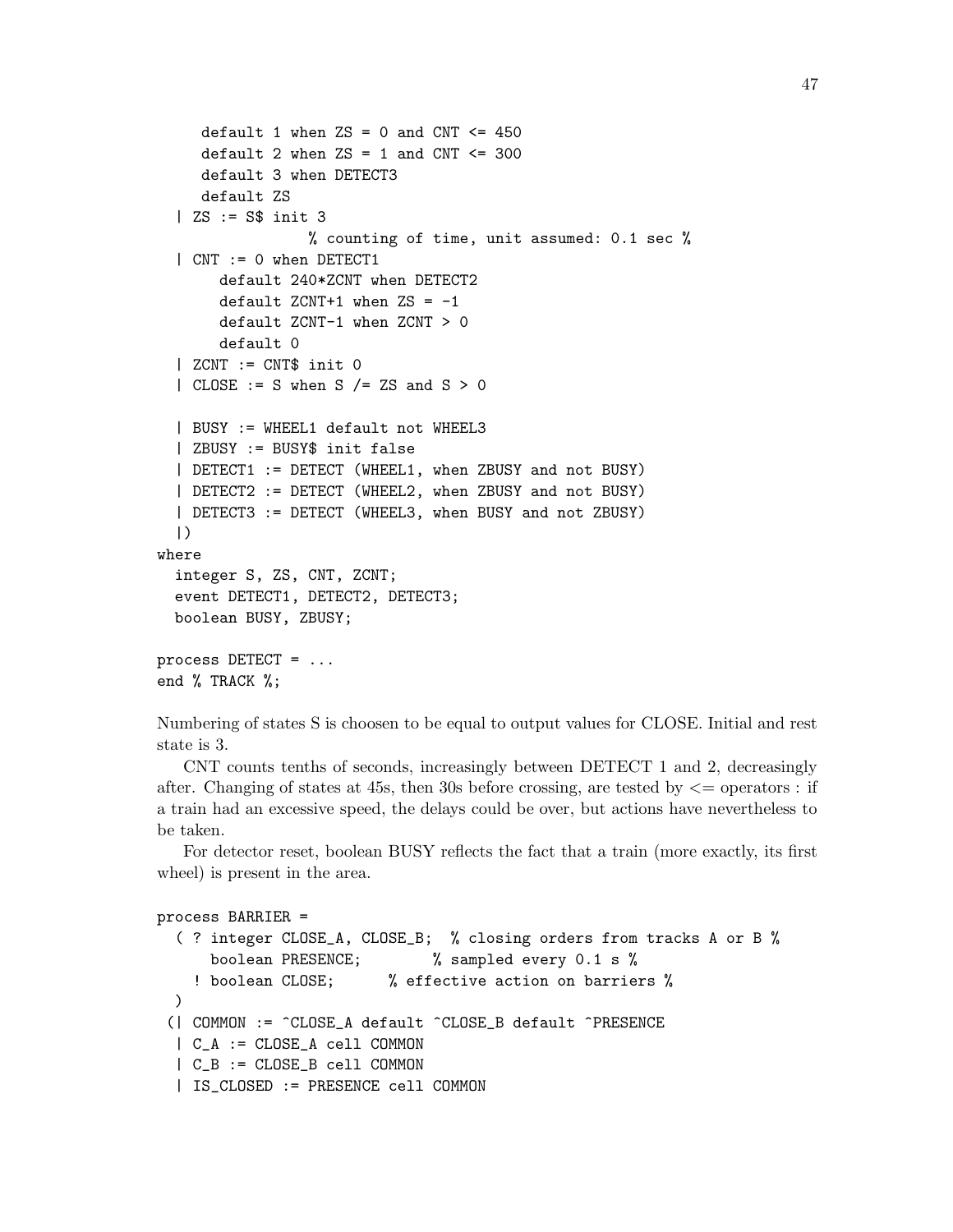```
      default 1 when ZS = 0 and CNT <= 450
      default 2 when ZS = 1 and CNT <= 300
      default 3 when DETECT3
      default ZS
   | ZS := S$ init 3
                  % counting of time, unit assumed: 0.1 sec %
   | CNT := 0 when DETECT1
        default 240*ZCNT when DETECT2
        default ZCNT+1 when ZS = -1
        default ZCNT-1 when ZCNT > 0
        default 0
   | ZCNT := CNT$ init 0
   | CLOSE := S when S /= ZS and S > 0

   | BUSY := WHEEL1 default not WHEEL3
   | ZBUSY := BUSY$ init false
   | DETECT1 := DETECT (WHEEL1, when ZBUSY and not BUSY)
   | DETECT2 := DETECT (WHEEL2, when ZBUSY and not BUSY)
   | DETECT3 := DETECT (WHEEL3, when BUSY and not ZBUSY)
   |)
where
  integer S, ZS, CNT, ZCNT;
  event DETECT1, DETECT2, DETECT3;
  boolean BUSY, ZBUSY;

process DETECT = ...
end % TRACK %;
```

Numbering of states S is choosen to be equal to output values for CLOSE. Initial and rest state is 3.

CNT counts tenths of seconds, increasingly between DETECT 1 and 2, decreasingly after. Changing of states at 45s, then 30s before crossing, are tested by <= operators : if a train had an excessive speed, the delays could be over, but actions have nevertheless to be taken.

For detector reset, boolean BUSY reflects the fact that a train (more exactly, its first wheel) is present in the area.

```
process BARRIER =
  ( ? integer CLOSE_A, CLOSE_B;  % closing orders from tracks A or B %
      boolean PRESENCE;        % sampled every 0.1 s %
    ! boolean CLOSE;      % effective action on barriers %
  )
 (| COMMON := ^CLOSE_A default ^CLOSE_B default ^PRESENCE
  | C_A := CLOSE_A cell COMMON
  | C_B := CLOSE_B cell COMMON
  | IS_CLOSED := PRESENCE cell COMMON
```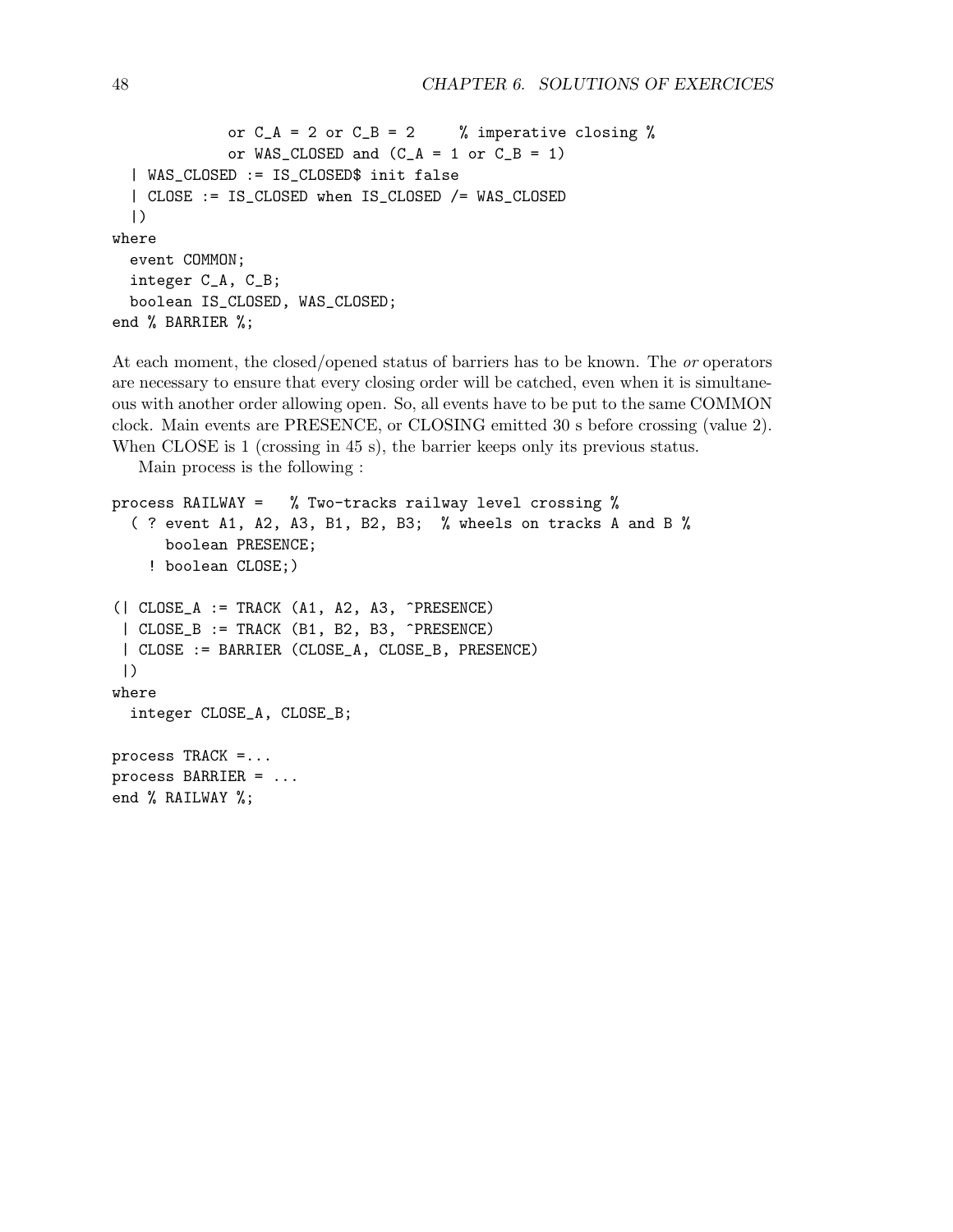```
             or C_A = 2 or C_B = 2     % imperative closing %
             or WAS_CLOSED and (C_A = 1 or C_B = 1)
  | WAS_CLOSED := IS_CLOSED$ init false
  | CLOSE := IS_CLOSED when IS_CLOSED /= WAS_CLOSED
  |)
where
  event COMMON;
  integer C_A, C_B;
  boolean IS_CLOSED, WAS_CLOSED;
end % BARRIER %;
```

At each moment, the closed/opened status of barriers has to be known. The *or* operators are necessary to ensure that every closing order will be catched, even when it is simultaneous with another order allowing open. So, all events have to be put to the same COMMON clock. Main events are PRESENCE, or CLOSING emitted 30 s before crossing (value 2). When CLOSE is 1 (crossing in 45 s), the barrier keeps only its previous status.

Main process is the following :

```
process RAILWAY =   % Two-tracks railway level crossing %
  ( ? event A1, A2, A3, B1, B2, B3;  % wheels on tracks A and B %
      boolean PRESENCE;
    ! boolean CLOSE;)

(| CLOSE_A := TRACK (A1, A2, A3, ^PRESENCE)
 | CLOSE_B := TRACK (B1, B2, B3, ^PRESENCE)
 | CLOSE := BARRIER (CLOSE_A, CLOSE_B, PRESENCE)
 |)
where
  integer CLOSE_A, CLOSE_B;

process TRACK =...
process BARRIER = ...
end % RAILWAY %;
```